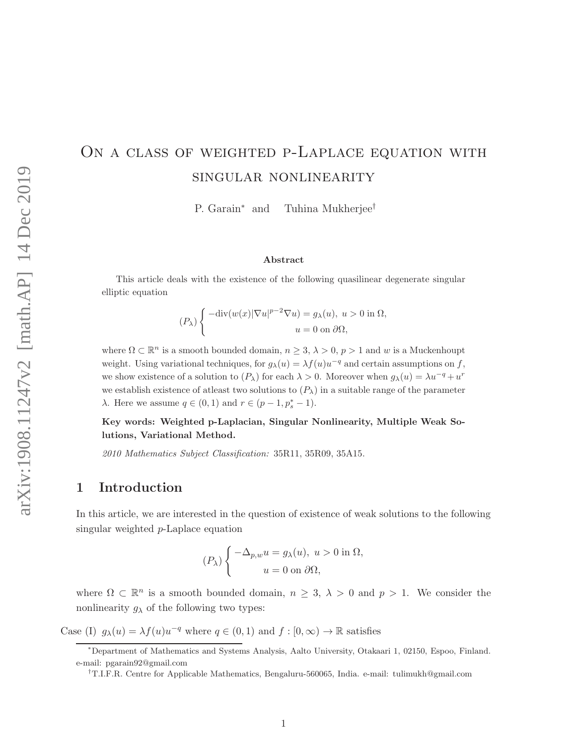# On a class of weighted p-Laplace equation with singular nonlinearity

P. Garain[*] and Tuhina Mukherjee[†]

### Abstract

This article deals with the existence of the following quasilinear degenerate singular elliptic equation

$$(P_\lambda) \begin{cases} -\text{div}(w(x)|\nabla u|^{p-2}\nabla u) = g_\lambda(u),\ u > 0 \text{ in } \Omega, \\ u = 0 \text{ on } \partial\Omega, \end{cases}$$

where $\Omega \subset \mathbb{R}^n$ is a smooth bounded domain, $n \geq 3$, $\lambda > 0$, $p > 1$ and $w$ is a Muckenhoupt weight. Using variational techniques, for $g_\lambda(u) = \lambda f(u)u^{-q}$ and certain assumptions on $f$, we show existence of a solution to $(P_\lambda)$ for each $\lambda > 0$. Moreover when $g_\lambda(u) = \lambda u^{-q} + u^r$ we establish existence of atleast two solutions to $(P_\lambda)$ in a suitable range of the parameter $\lambda$. Here we assume $q \in (0,1)$ and $r \in (p-1, p_s^* - 1)$.

**Key words: Weighted p-Laplacian, Singular Nonlinearity, Multiple Weak Solutions, Variational Method.**

*2010 Mathematics Subject Classification:* 35R11, 35R09, 35A15.

## 1 Introduction

In this article, we are interested in the question of existence of weak solutions to the following singular weighted $p$-Laplace equation

$$(P_\lambda) \begin{cases} -\Delta_{p,w} u = g_\lambda(u),\ u > 0 \text{ in } \Omega, \\ u = 0 \text{ on } \partial\Omega, \end{cases}$$

where $\Omega \subset \mathbb{R}^n$ is a smooth bounded domain, $n \geq 3$, $\lambda > 0$ and $p > 1$. We consider the nonlinearity $g_\lambda$ of the following two types:

Case (I) $g_\lambda(u) = \lambda f(u)u^{-q}$ where $q \in (0,1)$ and $f : [0,\infty) \to \mathbb{R}$ satisfies

[*] Department of Mathematics and Systems Analysis, Aalto University, Otakaari 1, 02150, Espoo, Finland. e-mail: pgarain92@gmail.com

[†] T.I.F.R. Centre for Applicable Mathematics, Bengaluru-560065, India. e-mail: tulimukh@gmail.com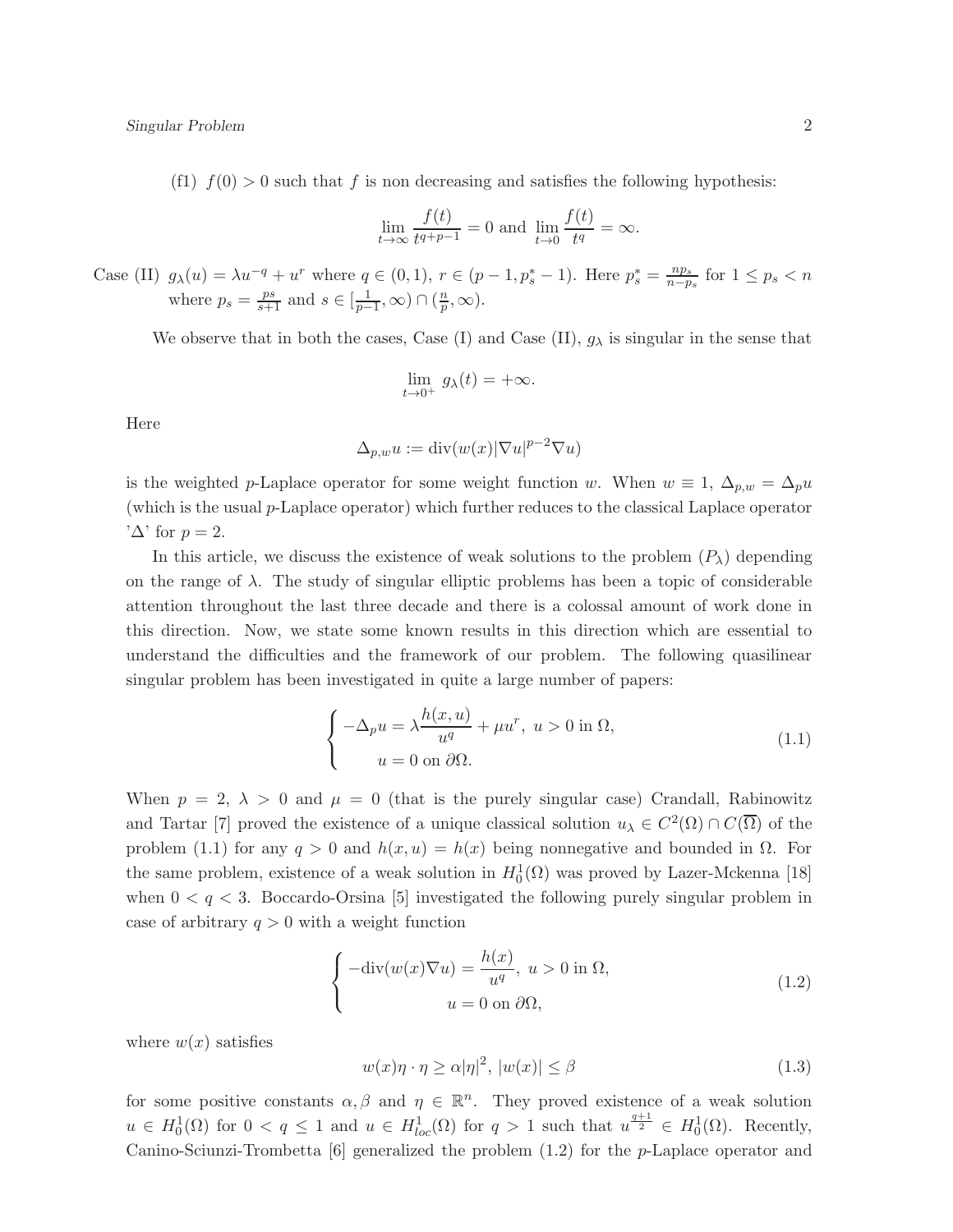(f1) $f(0) > 0$ such that $f$ is non decreasing and satisfies the following hypothesis:

$$\lim_{t\to\infty} \frac{f(t)}{t^{q+p-1}} = 0 \text{ and } \lim_{t\to 0} \frac{f(t)}{t^q} = \infty.$$

Case (II) $g_\lambda(u) = \lambda u^{-q} + u^r$ where $q \in (0,1)$, $r \in (p-1, p_s^* - 1)$. Here $p_s^* = \frac{np_s}{n-p_s}$ for $1 \leq p_s < n$ where $p_s = \frac{ps}{s+1}$ and $s \in [\frac{1}{p-1}, \infty) \cap (\frac{n}{p}, \infty)$.

We observe that in both the cases, Case (I) and Case (II), $g_\lambda$ is singular in the sense that

$$\lim_{t\to 0^+} g_\lambda(t) = +\infty.$$

Here

$$\Delta_{p,w} u := \text{div}(w(x)|\nabla u|^{p-2}\nabla u)$$

is the weighted $p$-Laplace operator for some weight function $w$. When $w \equiv 1$, $\Delta_{p,w} = \Delta_p u$ (which is the usual $p$-Laplace operator) which further reduces to the classical Laplace operator '$\Delta$' for $p = 2$.

In this article, we discuss the existence of weak solutions to the problem $(P_\lambda)$ depending on the range of $\lambda$. The study of singular elliptic problems has been a topic of considerable attention throughout the last three decade and there is a colossal amount of work done in this direction. Now, we state some known results in this direction which are essential to understand the difficulties and the framework of our problem. The following quasilinear singular problem has been investigated in quite a large number of papers:

$$\begin{cases} -\Delta_p u = \lambda \dfrac{h(x,u)}{u^q} + \mu u^r, \ u > 0 \text{ in } \Omega, \\ \quad u = 0 \text{ on } \partial\Omega. \end{cases} \tag{1.1}$$

When $p = 2$, $\lambda > 0$ and $\mu = 0$ (that is the purely singular case) Crandall, Rabinowitz and Tartar [7] proved the existence of a unique classical solution $u_\lambda \in C^2(\Omega) \cap C(\overline{\Omega})$ of the problem (1.1) for any $q > 0$ and $h(x,u) = h(x)$ being nonnegative and bounded in $\Omega$. For the same problem, existence of a weak solution in $H_0^1(\Omega)$ was proved by Lazer-Mckenna [18] when $0 < q < 3$. Boccardo-Orsina [5] investigated the following purely singular problem in case of arbitrary $q > 0$ with a weight function

$$\begin{cases} -\text{div}(w(x)\nabla u) = \dfrac{h(x)}{u^q}, \ u > 0 \text{ in } \Omega, \\ \quad u = 0 \text{ on } \partial\Omega, \end{cases} \tag{1.2}$$

where $w(x)$ satisfies

$$w(x)\eta \cdot \eta \geq \alpha|\eta|^2, \ |w(x)| \leq \beta \tag{1.3}$$

for some positive constants $\alpha, \beta$ and $\eta \in \mathbb{R}^n$. They proved existence of a weak solution $u \in H_0^1(\Omega)$ for $0 < q \leq 1$ and $u \in H_{loc}^1(\Omega)$ for $q > 1$ such that $u^{\frac{q+1}{2}} \in H_0^1(\Omega)$. Recently, Canino-Sciunzi-Trombetta [6] generalized the problem (1.2) for the $p$-Laplace operator and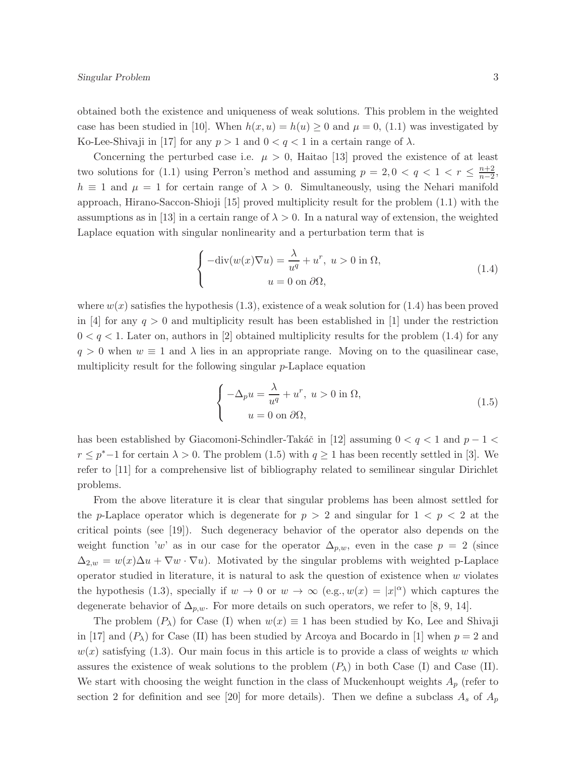obtained both the existence and uniqueness of weak solutions. This problem in the weighted case has been studied in [10]. When $h(x,u) = h(u) \geq 0$ and $\mu = 0$, (1.1) was investigated by Ko-Lee-Shivaji in [17] for any $p > 1$ and $0 < q < 1$ in a certain range of $\lambda$.

Concerning the perturbed case i.e. $\mu > 0$, Haitao [13] proved the existence of at least two solutions for (1.1) using Perron's method and assuming $p = 2, 0 < q < 1 < r \leq \frac{n+2}{n-2}$, $h \equiv 1$ and $\mu = 1$ for certain range of $\lambda > 0$. Simultaneously, using the Nehari manifold approach, Hirano-Saccon-Shioji [15] proved multiplicity result for the problem (1.1) with the assumptions as in [13] in a certain range of $\lambda > 0$. In a natural way of extension, the weighted Laplace equation with singular nonlinearity and a perturbation term that is

$$
\begin{cases} -\mathrm{div}(w(x)\nabla u) = \dfrac{\lambda}{u^q} + u^r, \ u > 0 \text{ in } \Omega, \\ \qquad\qquad u = 0 \text{ on } \partial\Omega, \end{cases} \tag{1.4}
$$

where $w(x)$ satisfies the hypothesis (1.3), existence of a weak solution for (1.4) has been proved in [4] for any $q > 0$ and multiplicity result has been established in [1] under the restriction $0 < q < 1$. Later on, authors in [2] obtained multiplicity results for the problem (1.4) for any $q > 0$ when $w \equiv 1$ and $\lambda$ lies in an appropriate range. Moving on to the quasilinear case, multiplicity result for the following singular $p$-Laplace equation

$$
\begin{cases} -\Delta_p u = \dfrac{\lambda}{u^q} + u^r, \ u > 0 \text{ in } \Omega, \\ \qquad u = 0 \text{ on } \partial\Omega, \end{cases} \tag{1.5}
$$

has been established by Giacomoni-Schindler-Takáč in [12] assuming $0 < q < 1$ and $p - 1 < r \leq p^* - 1$ for certain $\lambda > 0$. The problem (1.5) with $q \geq 1$ has been recently settled in [3]. We refer to [11] for a comprehensive list of bibliography related to semilinear singular Dirichlet problems.

From the above literature it is clear that singular problems has been almost settled for the $p$-Laplace operator which is degenerate for $p > 2$ and singular for $1 < p < 2$ at the critical points (see [19]). Such degeneracy behavior of the operator also depends on the weight function '$w$' as in our case for the operator $\Delta_{p,w}$, even in the case $p = 2$ (since $\Delta_{2,w} = w(x)\Delta u + \nabla w \cdot \nabla u$). Motivated by the singular problems with weighted p-Laplace operator studied in literature, it is natural to ask the question of existence when $w$ violates the hypothesis (1.3), specially if $w \to 0$ or $w \to \infty$ (e.g., $w(x) = |x|^\alpha$) which captures the degenerate behavior of $\Delta_{p,w}$. For more details on such operators, we refer to [8, 9, 14].

The problem $(P_\lambda)$ for Case (I) when $w(x) \equiv 1$ has been studied by Ko, Lee and Shivaji in [17] and $(P_\lambda)$ for Case (II) has been studied by Arcoya and Bocardo in [1] when $p = 2$ and $w(x)$ satisfying (1.3). Our main focus in this article is to provide a class of weights $w$ which assures the existence of weak solutions to the problem $(P_\lambda)$ in both Case (I) and Case (II). We start with choosing the weight function in the class of Muckenhoupt weights $A_p$ (refer to section 2 for definition and see [20] for more details). Then we define a subclass $A_s$ of $A_p$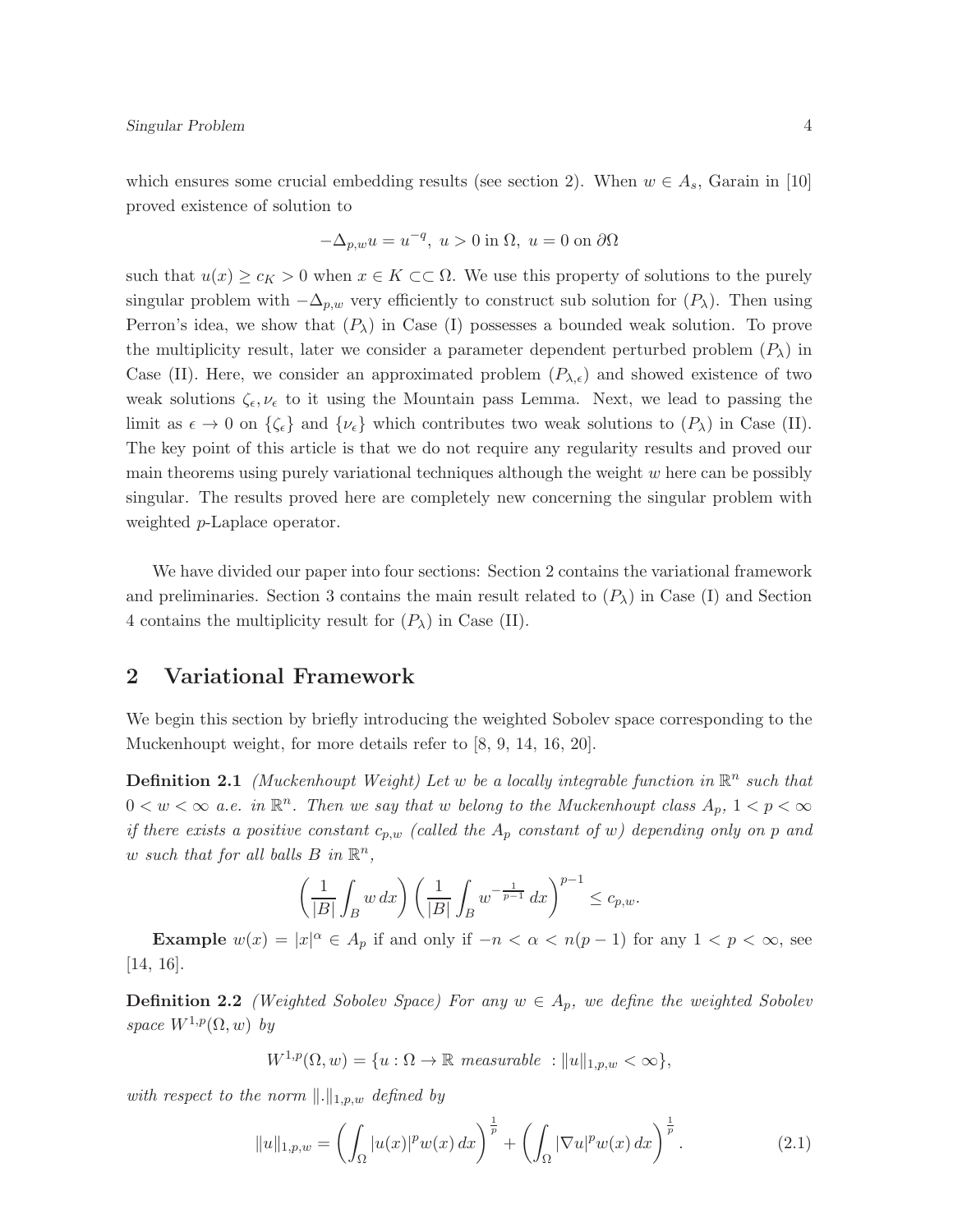which ensures some crucial embedding results (see section 2). When $w \in A_s$, Garain in [10] proved existence of solution to

$$-\Delta_{p,w} u = u^{-q},\ u > 0 \text{ in } \Omega,\ u = 0 \text{ on } \partial\Omega$$

such that $u(x) \geq c_K > 0$ when $x \in K \subset\subset \Omega$. We use this property of solutions to the purely singular problem with $-\Delta_{p,w}$ very efficiently to construct sub solution for $(P_\lambda)$. Then using Perron's idea, we show that $(P_\lambda)$ in Case (I) possesses a bounded weak solution. To prove the multiplicity result, later we consider a parameter dependent perturbed problem $(P_\lambda)$ in Case (II). Here, we consider an approximated problem $(P_{\lambda,\epsilon})$ and showed existence of two weak solutions $\zeta_\epsilon, \nu_\epsilon$ to it using the Mountain pass Lemma. Next, we lead to passing the limit as $\epsilon \to 0$ on $\{\zeta_\epsilon\}$ and $\{\nu_\epsilon\}$ which contributes two weak solutions to $(P_\lambda)$ in Case (II). The key point of this article is that we do not require any regularity results and proved our main theorems using purely variational techniques although the weight $w$ here can be possibly singular. The results proved here are completely new concerning the singular problem with weighted $p$-Laplace operator.

We have divided our paper into four sections: Section 2 contains the variational framework and preliminaries. Section 3 contains the main result related to $(P_\lambda)$ in Case (I) and Section 4 contains the multiplicity result for $(P_\lambda)$ in Case (II).

## 2 Variational Framework

We begin this section by briefly introducing the weighted Sobolev space corresponding to the Muckenhoupt weight, for more details refer to [8, 9, 14, 16, 20].

**Definition 2.1** *(Muckenhoupt Weight) Let $w$ be a locally integrable function in $\mathbb{R}^n$ such that $0 < w < \infty$ a.e. in $\mathbb{R}^n$. Then we say that $w$ belong to the Muckenhoupt class $A_p$, $1 < p < \infty$ if there exists a positive constant $c_{p,w}$ (called the $A_p$ constant of $w$) depending only on $p$ and $w$ such that for all balls $B$ in $\mathbb{R}^n$,*

$$\left(\frac{1}{|B|}\int_B w\,dx\right)\left(\frac{1}{|B|}\int_B w^{-\frac{1}{p-1}}\,dx\right)^{p-1} \leq c_{p,w}.$$

**Example** $w(x) = |x|^\alpha \in A_p$ if and only if $-n < \alpha < n(p-1)$ for any $1 < p < \infty$, see [14, 16].

**Definition 2.2** *(Weighted Sobolev Space) For any $w \in A_p$, we define the weighted Sobolev space $W^{1,p}(\Omega, w)$ by*

$$W^{1,p}(\Omega, w) = \{u : \Omega \to \mathbb{R} \text{ measurable } : \|u\|_{1,p,w} < \infty\},$$

*with respect to the norm $\|.\|_{1,p,w}$ defined by*

$$\|u\|_{1,p,w} = \left(\int_\Omega |u(x)|^p w(x)\,dx\right)^{\frac{1}{p}} + \left(\int_\Omega |\nabla u|^p w(x)\,dx\right)^{\frac{1}{p}}. \tag{2.1}$$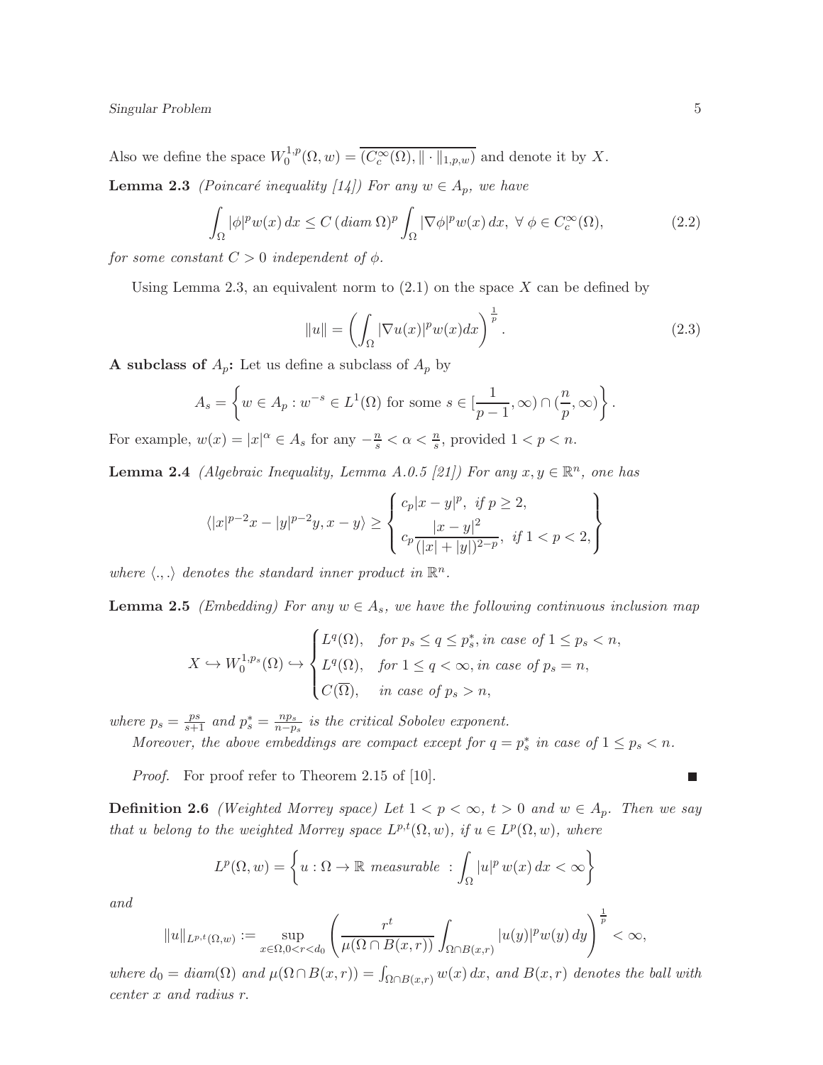Also we define the space $W_0^{1,p}(\Omega, w) = \overline{(C_c^\infty(\Omega), \|\cdot\|_{1,p,w})}$ and denote it by $X$.

**Lemma 2.3** *(Poincaré inequality [14]) For any $w \in A_p$, we have*

$$\int_\Omega |\phi|^p w(x)\, dx \leq C\, (diam\, \Omega)^p \int_\Omega |\nabla \phi|^p w(x)\, dx, \ \forall\, \phi \in C_c^\infty(\Omega), \tag{2.2}$$

*for some constant $C > 0$ independent of $\phi$.*

Using Lemma 2.3, an equivalent norm to (2.1) on the space $X$ can be defined by

$$\|u\| = \left( \int_\Omega |\nabla u(x)|^p w(x) dx \right)^{\frac{1}{p}}. \tag{2.3}$$

**A subclass of $A_p$:** Let us define a subclass of $A_p$ by

$$A_s = \left\{ w \in A_p : w^{-s} \in L^1(\Omega) \text{ for some } s \in [\frac{1}{p-1}, \infty) \cap (\frac{n}{p}, \infty) \right\}.$$

For example, $w(x) = |x|^\alpha \in A_s$ for any $-\frac{n}{s} < \alpha < \frac{n}{s}$, provided $1 < p < n$.

**Lemma 2.4** *(Algebraic Inequality, Lemma A.0.5 [21]) For any $x, y \in \mathbb{R}^n$, one has*

$$\langle |x|^{p-2}x - |y|^{p-2}y, x - y \rangle \geq \left\{ \begin{array}{l} c_p |x-y|^p, \ \text{if } p \geq 2, \\ c_p \dfrac{|x-y|^2}{(|x|+|y|)^{2-p}}, \ \text{if } 1 < p < 2, \end{array} \right\}$$

*where $\langle .,. \rangle$ denotes the standard inner product in $\mathbb{R}^n$.*

**Lemma 2.5** *(Embedding) For any $w \in A_s$, we have the following continuous inclusion map*

$$X \hookrightarrow W_0^{1,p_s}(\Omega) \hookrightarrow \begin{cases} L^q(\Omega), & \text{for } p_s \leq q \leq p_s^*, \text{in case of } 1 \leq p_s < n, \\ L^q(\Omega), & \text{for } 1 \leq q < \infty, \text{in case of } p_s = n, \\ C(\overline{\Omega}), & \text{in case of } p_s > n, \end{cases}$$

*where $p_s = \frac{ps}{s+1}$ and $p_s^* = \frac{np_s}{n-p_s}$ is the critical Sobolev exponent.*

*Moreover, the above embeddings are compact except for $q = p_s^*$ in case of $1 \leq p_s < n$.*

*Proof.* For proof refer to Theorem 2.15 of [10]. ■

**Definition 2.6** *(Weighted Morrey space) Let $1 < p < \infty$, $t > 0$ and $w \in A_p$. Then we say that u belong to the weighted Morrey space $L^{p,t}(\Omega, w)$, if $u \in L^p(\Omega, w)$, where*

$$L^p(\Omega, w) = \left\{ u : \Omega \to \mathbb{R} \text{ measurable } : \int_\Omega |u|^p\, w(x)\, dx < \infty \right\}$$

*and*

$$\|u\|_{L^{p,t}(\Omega,w)} := \sup_{x \in \Omega, 0 < r < d_0} \left( \frac{r^t}{\mu(\Omega \cap B(x,r))} \int_{\Omega \cap B(x,r)} |u(y)|^p w(y)\, dy \right)^{\frac{1}{p}} < \infty,$$

*where $d_0 = diam(\Omega)$ and $\mu(\Omega \cap B(x,r)) = \int_{\Omega \cap B(x,r)} w(x)\, dx$, and $B(x,r)$ denotes the ball with center $x$ and radius $r$.*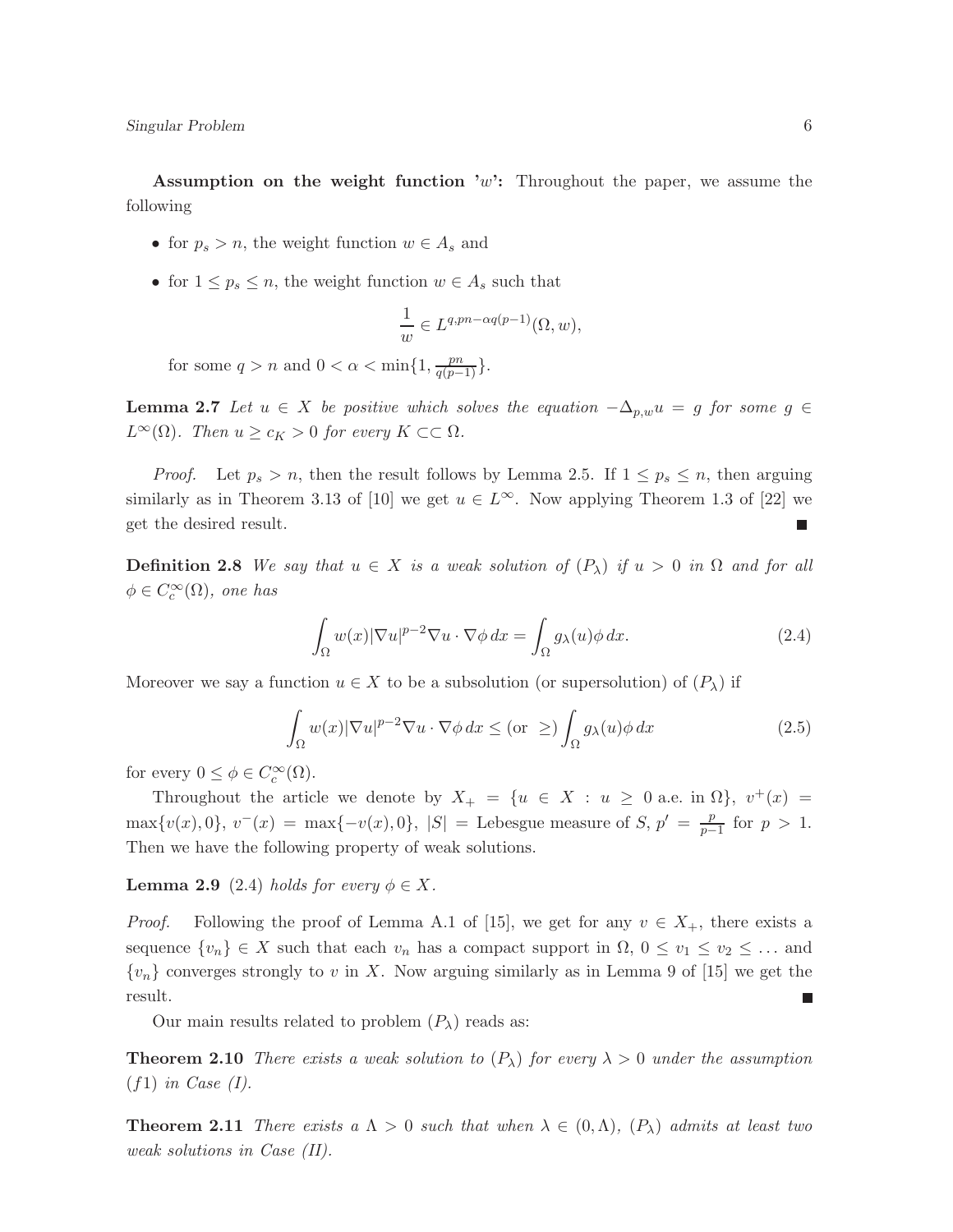**Assumption on the weight function '$w$':** Throughout the paper, we assume the following

- for $p_s > n$, the weight function $w \in A_s$ and
- for $1 \leq p_s \leq n$, the weight function $w \in A_s$ such that

$$\frac{1}{w} \in L^{q, pn-\alpha q(p-1)}(\Omega, w),$$

for some $q > n$ and $0 < \alpha < \min\{1, \frac{pn}{q(p-1)}\}$.

**Lemma 2.7** *Let $u \in X$ be positive which solves the equation $-\Delta_{p,w} u = g$ for some $g \in L^\infty(\Omega)$. Then $u \geq c_K > 0$ for every $K \subset\subset \Omega$.*

*Proof.* Let $p_s > n$, then the result follows by Lemma 2.5. If $1 \leq p_s \leq n$, then arguing similarly as in Theorem 3.13 of [10] we get $u \in L^\infty$. Now applying Theorem 1.3 of [22] we get the desired result. ∎

**Definition 2.8** *We say that $u \in X$ is a weak solution of $(P_\lambda)$ if $u > 0$ in $\Omega$ and for all $\phi \in C_c^\infty(\Omega)$, one has*

$$\int_\Omega w(x)|\nabla u|^{p-2}\nabla u \cdot \nabla \phi \, dx = \int_\Omega g_\lambda(u)\phi \, dx. \tag{2.4}$$

Moreover we say a function $u \in X$ to be a subsolution (or supersolution) of $(P_\lambda)$ if

$$\int_\Omega w(x)|\nabla u|^{p-2}\nabla u \cdot \nabla \phi \, dx \leq (\text{or } \geq) \int_\Omega g_\lambda(u)\phi \, dx \tag{2.5}$$

for every $0 \leq \phi \in C_c^\infty(\Omega)$.

Throughout the article we denote by $X_+ = \{u \in X : u \geq 0 \text{ a.e. in } \Omega\}$, $v^+(x) = \max\{v(x), 0\}$, $v^-(x) = \max\{-v(x), 0\}$, $|S|$ = Lebesgue measure of $S$, $p' = \frac{p}{p-1}$ for $p > 1$. Then we have the following property of weak solutions.

**Lemma 2.9** (2.4) *holds for every $\phi \in X$.*

*Proof.* Following the proof of Lemma A.1 of [15], we get for any $v \in X_+$, there exists a sequence $\{v_n\} \in X$ such that each $v_n$ has a compact support in $\Omega$, $0 \leq v_1 \leq v_2 \leq \dots$ and $\{v_n\}$ converges strongly to $v$ in $X$. Now arguing similarly as in Lemma 9 of [15] we get the result. ∎

Our main results related to problem $(P_\lambda)$ reads as:

**Theorem 2.10** *There exists a weak solution to $(P_\lambda)$ for every $\lambda > 0$ under the assumption $(f1)$ in Case (I).*

**Theorem 2.11** *There exists a $\Lambda > 0$ such that when $\lambda \in (0, \Lambda)$, $(P_\lambda)$ admits at least two weak solutions in Case (II).*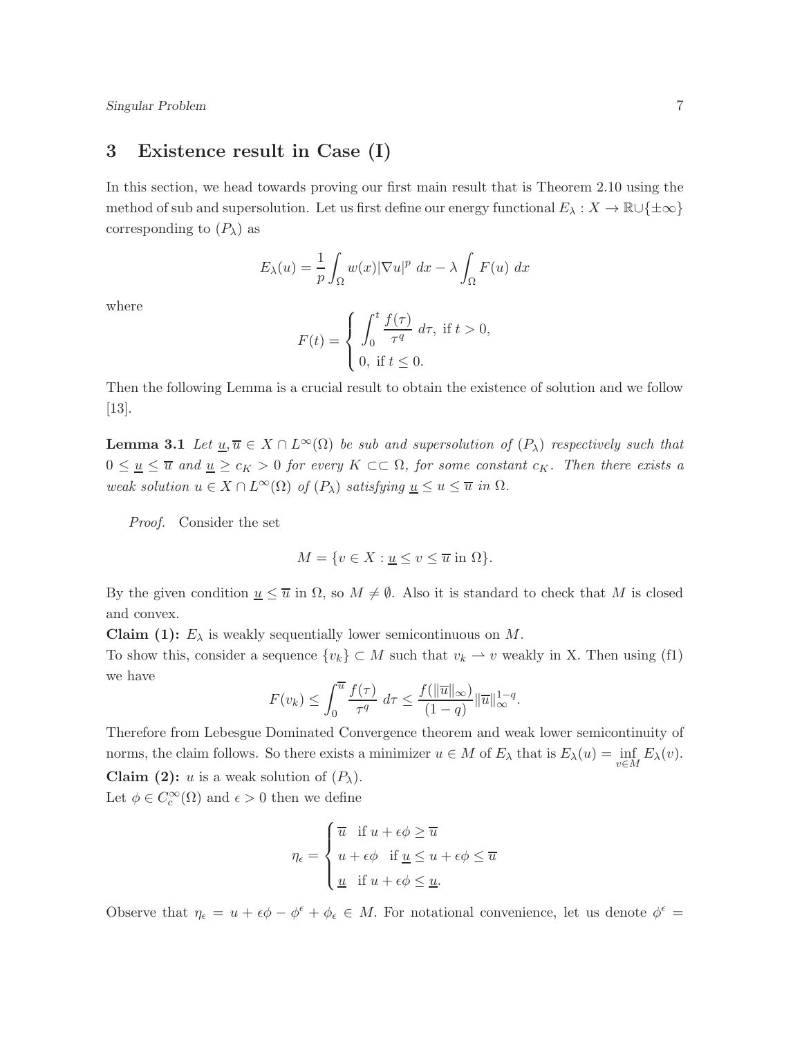## 3 Existence result in Case (I)

In this section, we head towards proving our first main result that is Theorem 2.10 using the method of sub and supersolution. Let us first define our energy functional $E_\lambda : X \to \mathbb{R}\cup\{\pm\infty\}$ corresponding to $(P_\lambda)$ as

$$E_\lambda(u) = \frac{1}{p}\int_\Omega w(x)|\nabla u|^p \, dx - \lambda \int_\Omega F(u) \, dx$$

where

$$F(t) = \begin{cases} \displaystyle\int_0^t \frac{f(\tau)}{\tau^q} \, d\tau, \text{ if } t > 0, \\ 0, \text{ if } t \leq 0. \end{cases}$$

Then the following Lemma is a crucial result to obtain the existence of solution and we follow [13].

**Lemma 3.1** *Let $\underline{u}, \overline{u} \in X \cap L^\infty(\Omega)$ be sub and supersolution of $(P_\lambda)$ respectively such that $0 \leq \underline{u} \leq \overline{u}$ and $\underline{u} \geq c_K > 0$ for every $K \subset\subset \Omega$, for some constant $c_K$. Then there exists a weak solution $u \in X \cap L^\infty(\Omega)$ of $(P_\lambda)$ satisfying $\underline{u} \leq u \leq \overline{u}$ in $\Omega$.*

*Proof.* Consider the set

$$M = \{v \in X : \underline{u} \leq v \leq \overline{u} \text{ in } \Omega\}.$$

By the given condition $\underline{u} \leq \overline{u}$ in $\Omega$, so $M \neq \emptyset$. Also it is standard to check that $M$ is closed and convex.

**Claim (1):** $E_\lambda$ is weakly sequentially lower semicontinuous on $M$.
To show this, consider a sequence $\{v_k\} \subset M$ such that $v_k \rightharpoonup v$ weakly in X. Then using (f1) we have

$$F(v_k) \leq \int_0^{\overline{u}} \frac{f(\tau)}{\tau^q} \, d\tau \leq \frac{f(\|\overline{u}\|_\infty)}{(1-q)} \|\overline{u}\|_\infty^{1-q}.$$

Therefore from Lebesgue Dominated Convergence theorem and weak lower semicontinuity of norms, the claim follows. So there exists a minimizer $u \in M$ of $E_\lambda$ that is $E_\lambda(u) = \inf_{v \in M} E_\lambda(v)$.

**Claim (2):** $u$ is a weak solution of $(P_\lambda)$.
Let $\phi \in C_c^\infty(\Omega)$ and $\epsilon > 0$ then we define

$$\eta_\epsilon = \begin{cases} \overline{u} \quad \text{if } u + \epsilon\phi \geq \overline{u} \\ u + \epsilon\phi \quad \text{if } \underline{u} \leq u + \epsilon\phi \leq \overline{u} \\ \underline{u} \quad \text{if } u + \epsilon\phi \leq \underline{u}. \end{cases}$$

Observe that $\eta_\epsilon = u + \epsilon\phi - \phi^\epsilon + \phi_\epsilon \in M$. For notational convenience, let us denote $\phi^\epsilon =$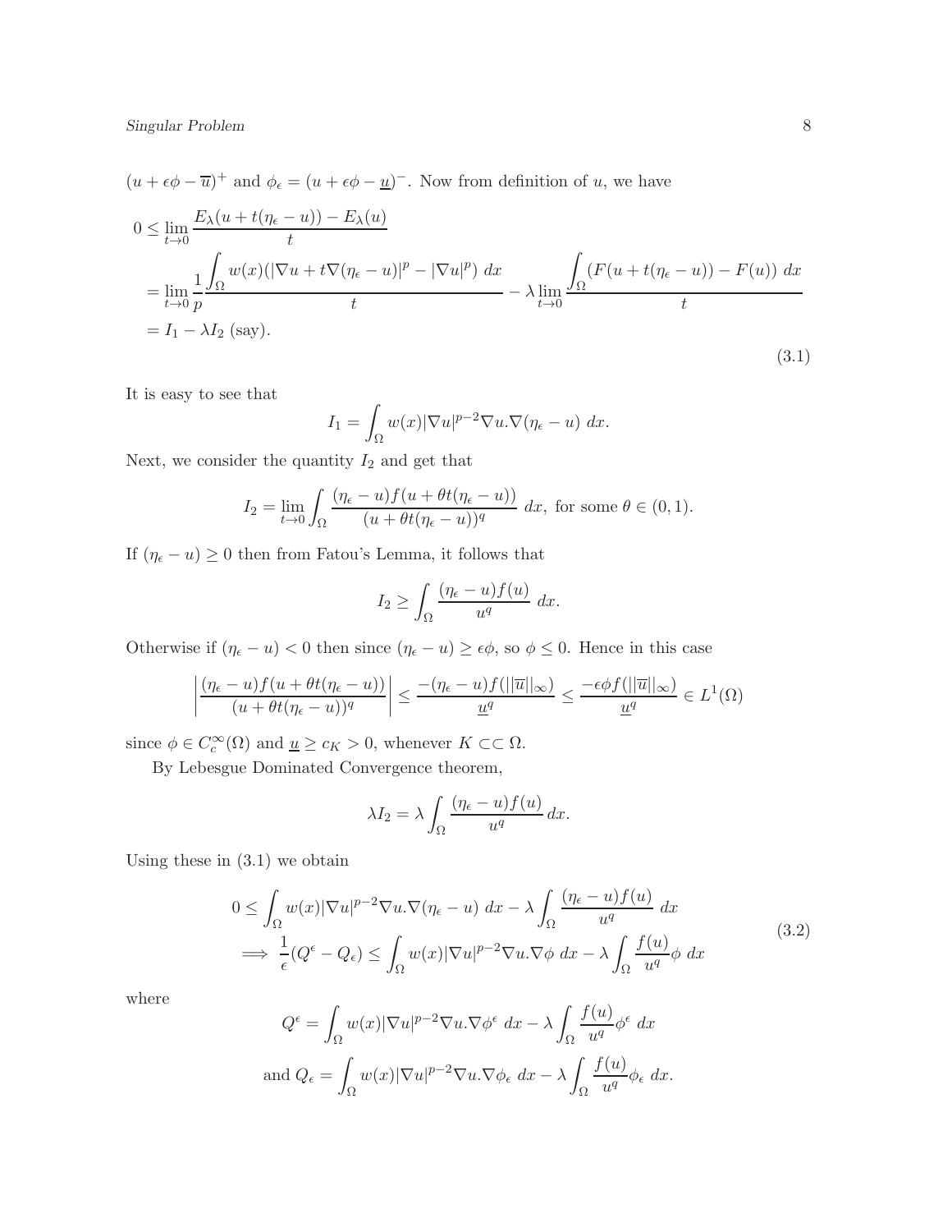$(u + \epsilon\phi - \overline{u})^+$ and $\phi_\epsilon = (u + \epsilon\phi - \underline{u})^-$. Now from definition of $u$, we have

$$
\begin{aligned}
0 &\leq \lim_{t\to 0} \frac{E_\lambda(u + t(\eta_\epsilon - u)) - E_\lambda(u)}{t} \\
&= \lim_{t\to 0} \frac{1}{p} \frac{\int_\Omega w(x)(|\nabla u + t\nabla(\eta_\epsilon - u)|^p - |\nabla u|^p)\ dx}{t} - \lambda \lim_{t\to 0} \frac{\int_\Omega (F(u + t(\eta_\epsilon - u)) - F(u))\ dx}{t} \\
&= I_1 - \lambda I_2 \text{ (say)}.
\end{aligned}
\tag{3.1}
$$

It is easy to see that

$$
I_1 = \int_\Omega w(x)|\nabla u|^{p-2}\nabla u.\nabla(\eta_\epsilon - u)\ dx.
$$

Next, we consider the quantity $I_2$ and get that

$$
I_2 = \lim_{t\to 0} \int_\Omega \frac{(\eta_\epsilon - u)f(u + \theta t(\eta_\epsilon - u))}{(u + \theta t(\eta_\epsilon - u))^q}\ dx, \text{ for some } \theta \in (0,1).
$$

If $(\eta_\epsilon - u) \geq 0$ then from Fatou's Lemma, it follows that

$$
I_2 \geq \int_\Omega \frac{(\eta_\epsilon - u)f(u)}{u^q}\ dx.
$$

Otherwise if $(\eta_\epsilon - u) < 0$ then since $(\eta_\epsilon - u) \geq \epsilon\phi$, so $\phi \leq 0$. Hence in this case

$$
\left| \frac{(\eta_\epsilon - u)f(u + \theta t(\eta_\epsilon - u))}{(u + \theta t(\eta_\epsilon - u))^q} \right| \leq \frac{-(\eta_\epsilon - u)f(||\overline{u}||_\infty)}{\underline{u}^q} \leq \frac{-\epsilon\phi f(||\overline{u}||_\infty)}{\underline{u}^q} \in L^1(\Omega)
$$

since $\phi \in C_c^\infty(\Omega)$ and $\underline{u} \geq c_K > 0$, whenever $K \subset\subset \Omega$.

By Lebesgue Dominated Convergence theorem,

$$
\lambda I_2 = \lambda \int_\Omega \frac{(\eta_\epsilon - u)f(u)}{u^q}\, dx.
$$

Using these in (3.1) we obtain

$$
\begin{aligned}
0 &\leq \int_\Omega w(x)|\nabla u|^{p-2}\nabla u.\nabla(\eta_\epsilon - u)\ dx - \lambda \int_\Omega \frac{(\eta_\epsilon - u)f(u)}{u^q}\ dx \\
\implies \frac{1}{\epsilon}(Q^\epsilon - Q_\epsilon) &\leq \int_\Omega w(x)|\nabla u|^{p-2}\nabla u.\nabla\phi\ dx - \lambda \int_\Omega \frac{f(u)}{u^q}\phi\ dx
\end{aligned}
\tag{3.2}
$$

where

$$
Q^\epsilon = \int_\Omega w(x)|\nabla u|^{p-2}\nabla u.\nabla\phi^\epsilon\ dx - \lambda \int_\Omega \frac{f(u)}{u^q}\phi^\epsilon\ dx
$$

$$
\text{and } Q_\epsilon = \int_\Omega w(x)|\nabla u|^{p-2}\nabla u.\nabla\phi_\epsilon\ dx - \lambda \int_\Omega \frac{f(u)}{u^q}\phi_\epsilon\ dx.
$$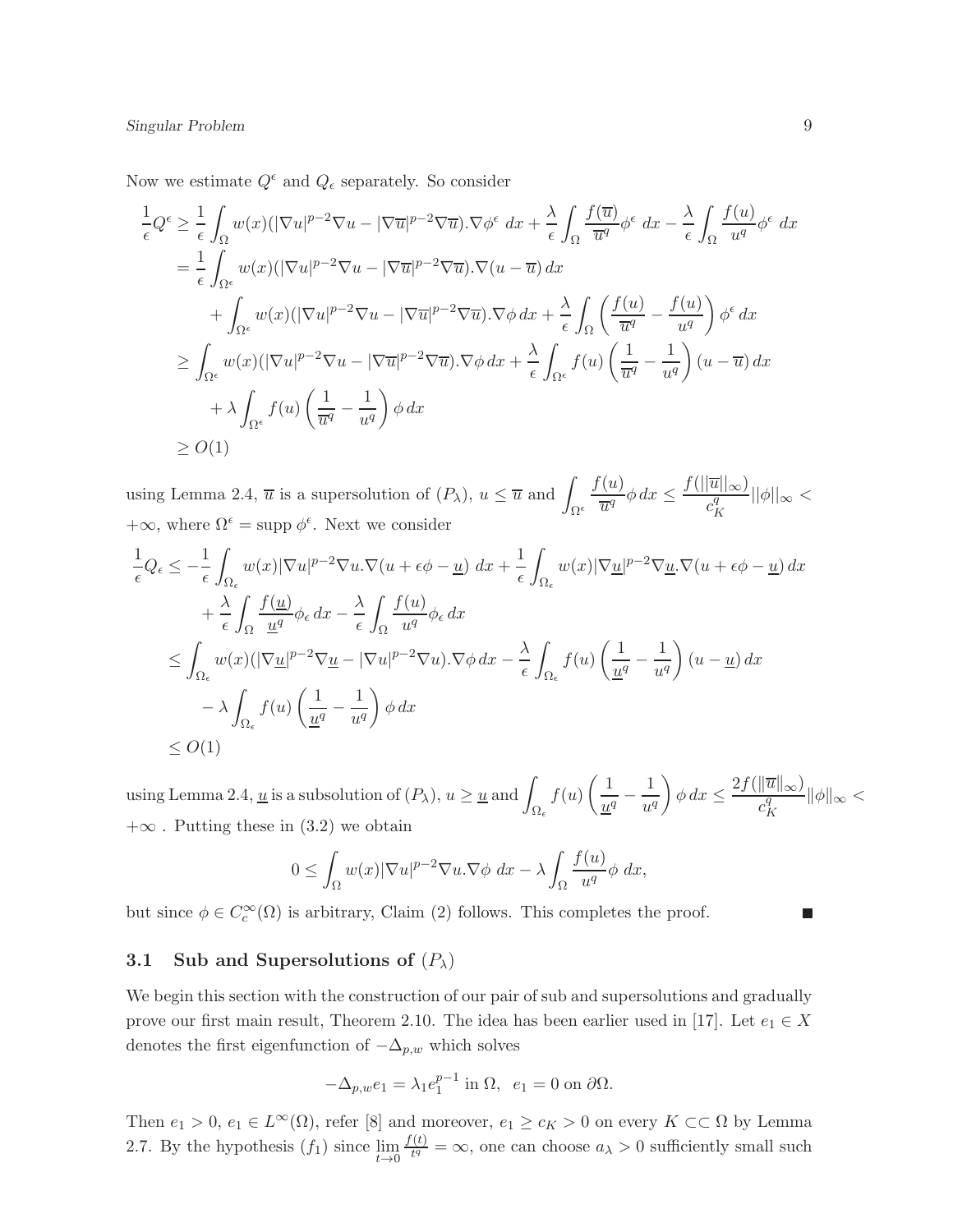Now we estimate $Q^\epsilon$ and $Q_\epsilon$ separately. So consider

$$
\begin{aligned}
\frac{1}{\epsilon}Q^\epsilon &\geq \frac{1}{\epsilon}\int_\Omega w(x)(|\nabla u|^{p-2}\nabla u - |\nabla \overline{u}|^{p-2}\nabla \overline{u}).\nabla \phi^\epsilon \; dx + \frac{\lambda}{\epsilon}\int_\Omega \frac{f(\overline{u})}{\overline{u}^q}\phi^\epsilon \; dx - \frac{\lambda}{\epsilon}\int_\Omega \frac{f(u)}{u^q}\phi^\epsilon \; dx \\
&= \frac{1}{\epsilon}\int_{\Omega^\epsilon} w(x)(|\nabla u|^{p-2}\nabla u - |\nabla \overline{u}|^{p-2}\nabla \overline{u}).\nabla (u-\overline{u}) \, dx \\
&\quad + \int_{\Omega^\epsilon} w(x)(|\nabla u|^{p-2}\nabla u - |\nabla \overline{u}|^{p-2}\nabla \overline{u}).\nabla \phi \, dx + \frac{\lambda}{\epsilon}\int_\Omega \left(\frac{f(u)}{\overline{u}^q} - \frac{f(u)}{u^q}\right)\phi^\epsilon \, dx \\
&\geq \int_{\Omega^\epsilon} w(x)(|\nabla u|^{p-2}\nabla u - |\nabla \overline{u}|^{p-2}\nabla \overline{u}).\nabla \phi \, dx + \frac{\lambda}{\epsilon}\int_{\Omega^\epsilon} f(u)\left(\frac{1}{\overline{u}^q} - \frac{1}{u^q}\right)(u-\overline{u}) \, dx \\
&\quad + \lambda \int_{\Omega^\epsilon} f(u)\left(\frac{1}{\overline{u}^q} - \frac{1}{u^q}\right)\phi \, dx \\
&\geq O(1)
\end{aligned}
$$

using Lemma 2.4, $\overline{u}$ is a supersolution of $(P_\lambda)$, $u \leq \overline{u}$ and $\displaystyle\int_{\Omega^\epsilon} \frac{f(u)}{\overline{u}^q}\phi \, dx \leq \frac{f(||\overline{u}||_\infty)}{c_K^q}||\phi||_\infty < +\infty$, where $\Omega^\epsilon = \operatorname{supp} \phi^\epsilon$. Next we consider

$$
\begin{aligned}
\frac{1}{\epsilon}Q_\epsilon &\leq -\frac{1}{\epsilon}\int_{\Omega_\epsilon} w(x)|\nabla u|^{p-2}\nabla u.\nabla (u+\epsilon\phi - \underline{u}) \; dx + \frac{1}{\epsilon}\int_{\Omega_\epsilon} w(x)|\nabla \underline{u}|^{p-2}\nabla \underline{u}.\nabla (u+\epsilon\phi-\underline{u}) \, dx \\
&\quad + \frac{\lambda}{\epsilon}\int_\Omega \frac{f(\underline{u})}{\underline{u}^q}\phi_\epsilon \, dx - \frac{\lambda}{\epsilon}\int_\Omega \frac{f(u)}{u^q}\phi_\epsilon \, dx \\
&\leq \int_{\Omega_\epsilon} w(x)(|\nabla \underline{u}|^{p-2}\nabla \underline{u} - |\nabla u|^{p-2}\nabla u).\nabla \phi \, dx - \frac{\lambda}{\epsilon}\int_{\Omega_\epsilon} f(u)\left(\frac{1}{\underline{u}^q} - \frac{1}{u^q}\right)(u-\underline{u}) \, dx \\
&\quad - \lambda \int_{\Omega_\epsilon} f(u)\left(\frac{1}{\underline{u}^q} - \frac{1}{u^q}\right)\phi \, dx \\
&\leq O(1)
\end{aligned}
$$

using Lemma 2.4, $\underline{u}$ is a subsolution of $(P_\lambda)$, $u \geq \underline{u}$ and $\displaystyle\int_{\Omega_\epsilon} f(u)\left(\frac{1}{\underline{u}^q} - \frac{1}{u^q}\right)\phi \, dx \leq \frac{2f(\|\overline{u}\|_\infty)}{c_K^q}\|\phi\|_\infty < +\infty$ . Putting these in (3.2) we obtain

$$
0 \leq \int_\Omega w(x)|\nabla u|^{p-2}\nabla u.\nabla \phi \; dx - \lambda \int_\Omega \frac{f(u)}{u^q}\phi \; dx,
$$

but since $\phi \in C_c^\infty(\Omega)$ is arbitrary, Claim (2) follows. This completes the proof. ∎

### 3.1 Sub and Supersolutions of $(P_\lambda)$

We begin this section with the construction of our pair of sub and supersolutions and gradually prove our first main result, Theorem 2.10. The idea has been earlier used in [17]. Let $e_1 \in X$ denotes the first eigenfunction of $-\Delta_{p,w}$ which solves

$$
-\Delta_{p,w} e_1 = \lambda_1 e_1^{p-1} \text{ in } \Omega, \;\; e_1 = 0 \text{ on } \partial\Omega.
$$

Then $e_1 > 0$, $e_1 \in L^\infty(\Omega)$, refer [8] and moreover, $e_1 \geq c_K > 0$ on every $K \subset\subset \Omega$ by Lemma 2.7. By the hypothesis $(f_1)$ since $\lim\limits_{t\to 0} \frac{f(t)}{t^q} = \infty$, one can choose $a_\lambda > 0$ sufficiently small such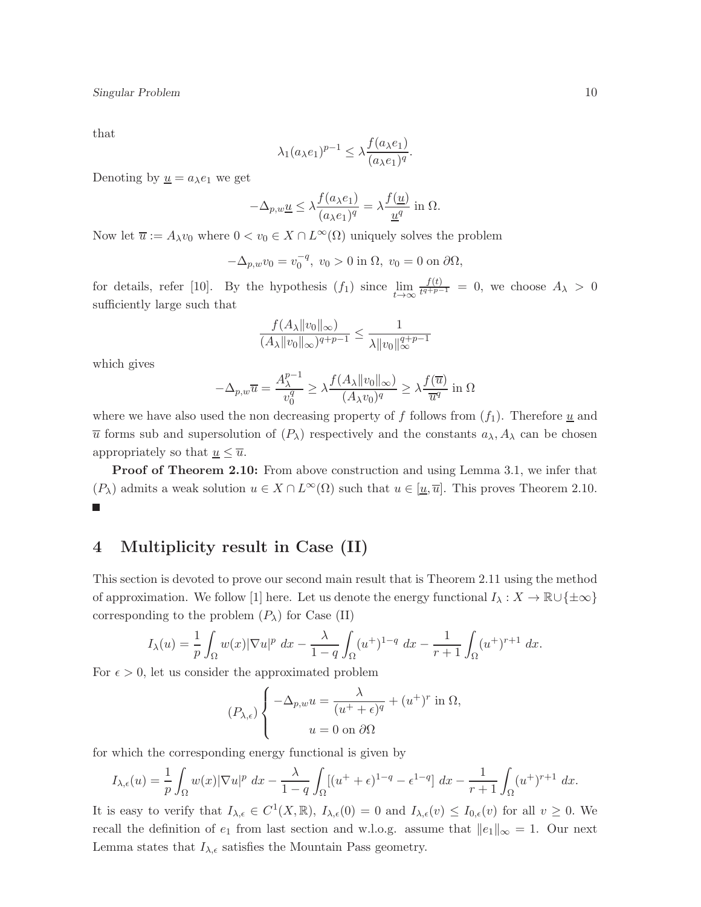that

$$\lambda_1(a_\lambda e_1)^{p-1} \leq \lambda \frac{f(a_\lambda e_1)}{(a_\lambda e_1)^q}.$$

Denoting by $\underline{u} = a_\lambda e_1$ we get

$$-\Delta_{p,w}\underline{u} \leq \lambda \frac{f(a_\lambda e_1)}{(a_\lambda e_1)^q} = \lambda \frac{f(\underline{u})}{\underline{u}^q} \text{ in } \Omega.$$

Now let $\overline{u} := A_\lambda v_0$ where $0 < v_0 \in X \cap L^\infty(\Omega)$ uniquely solves the problem

$$-\Delta_{p,w} v_0 = v_0^{-q},\ v_0 > 0 \text{ in } \Omega,\ v_0 = 0 \text{ on } \partial\Omega,$$

for details, refer [10]. By the hypothesis $(f_1)$ since $\lim\limits_{t\to\infty} \frac{f(t)}{t^{q+p-1}} = 0$, we choose $A_\lambda > 0$ sufficiently large such that

$$\frac{f(A_\lambda \|v_0\|_\infty)}{(A_\lambda \|v_0\|_\infty)^{q+p-1}} \leq \frac{1}{\lambda \|v_0\|_\infty^{q+p-1}}$$

which gives

$$-\Delta_{p,w}\overline{u} = \frac{A_\lambda^{p-1}}{v_0^q} \geq \lambda \frac{f(A_\lambda \|v_0\|_\infty)}{(A_\lambda v_0)^q} \geq \lambda \frac{f(\overline{u})}{\overline{u}^q} \text{ in } \Omega$$

where we have also used the non decreasing property of $f$ follows from $(f_1)$. Therefore $\underline{u}$ and $\overline{u}$ forms sub and supersolution of $(P_\lambda)$ respectively and the constants $a_\lambda, A_\lambda$ can be chosen appropriately so that $\underline{u} \leq \overline{u}$.

**Proof of Theorem 2.10:** From above construction and using Lemma 3.1, we infer that $(P_\lambda)$ admits a weak solution $u \in X \cap L^\infty(\Omega)$ such that $u \in [\underline{u}, \overline{u}]$. This proves Theorem 2.10. ■

## 4 Multiplicity result in Case (II)

This section is devoted to prove our second main result that is Theorem 2.11 using the method of approximation. We follow [1] here. Let us denote the energy functional $I_\lambda : X \to \mathbb{R} \cup \{\pm\infty\}$ corresponding to the problem $(P_\lambda)$ for Case (II)

$$I_\lambda(u) = \frac{1}{p}\int_\Omega w(x)|\nabla u|^p \ dx - \frac{\lambda}{1-q}\int_\Omega (u^+)^{1-q} \ dx - \frac{1}{r+1}\int_\Omega (u^+)^{r+1} \ dx.$$

For $\epsilon > 0$, let us consider the approximated problem

$$(P_{\lambda,\epsilon}) \begin{cases} -\Delta_{p,w} u = \dfrac{\lambda}{(u^+ + \epsilon)^q} + (u^+)^r \text{ in } \Omega, \\ u = 0 \text{ on } \partial\Omega \end{cases}$$

for which the corresponding energy functional is given by

$$I_{\lambda,\epsilon}(u) = \frac{1}{p}\int_\Omega w(x)|\nabla u|^p \ dx - \frac{\lambda}{1-q}\int_\Omega [(u^+ + \epsilon)^{1-q} - \epsilon^{1-q}] \ dx - \frac{1}{r+1}\int_\Omega (u^+)^{r+1} \ dx.$$

It is easy to verify that $I_{\lambda,\epsilon} \in C^1(X, \mathbb{R})$, $I_{\lambda,\epsilon}(0) = 0$ and $I_{\lambda,\epsilon}(v) \leq I_{0,\epsilon}(v)$ for all $v \geq 0$. We recall the definition of $e_1$ from last section and w.l.o.g. assume that $\|e_1\|_\infty = 1$. Our next Lemma states that $I_{\lambda,\epsilon}$ satisfies the Mountain Pass geometry.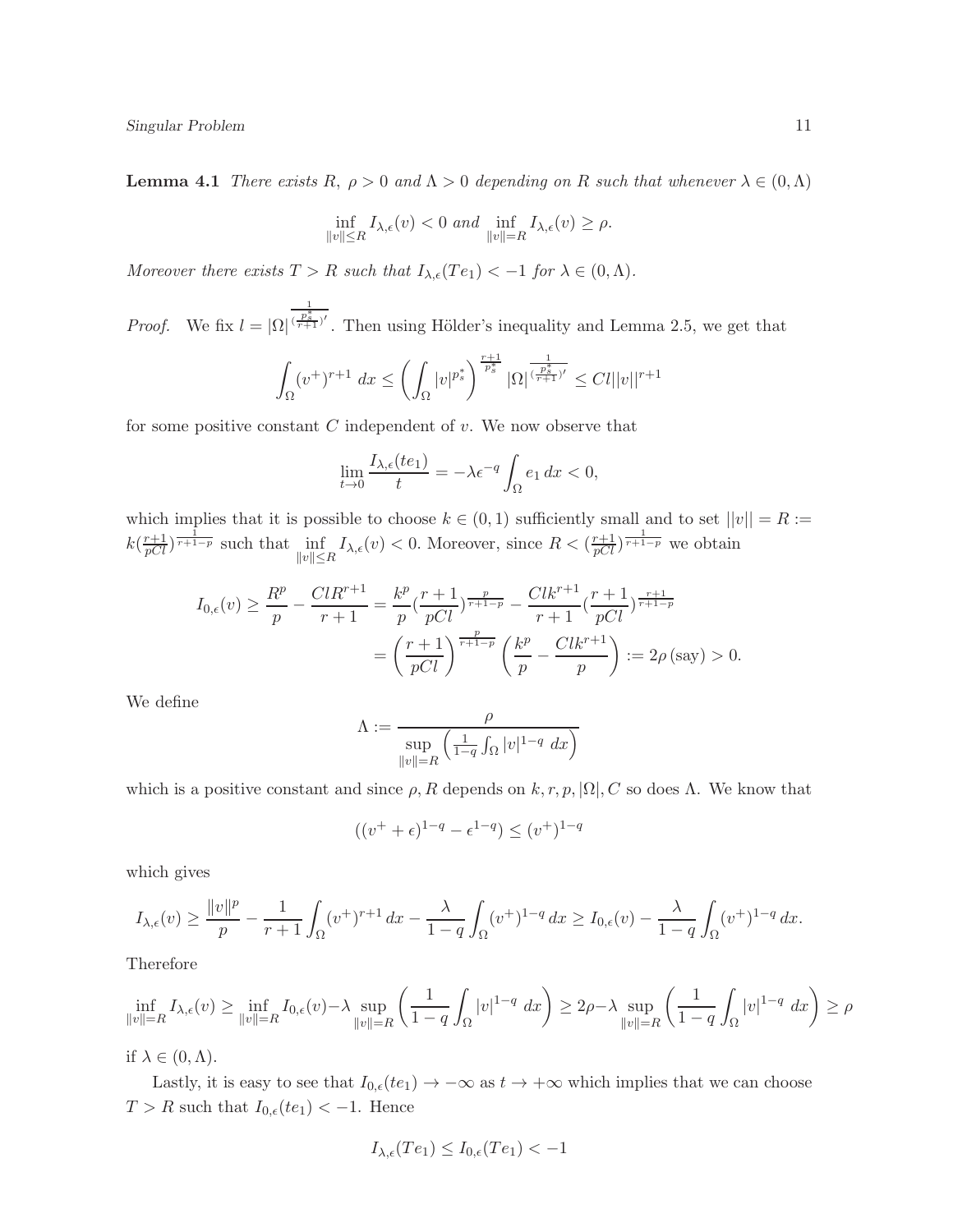**Lemma 4.1** *There exists $R,\ \rho > 0$ and $\Lambda > 0$ depending on $R$ such that whenever $\lambda \in (0, \Lambda)$*

$$\inf_{\|v\| \le R} I_{\lambda,\epsilon}(v) < 0 \text{ and } \inf_{\|v\| = R} I_{\lambda,\epsilon}(v) \ge \rho.$$

*Moreover there exists $T > R$ such that $I_{\lambda,\epsilon}(Te_1) < -1$ for $\lambda \in (0, \Lambda)$.*

*Proof.* We fix $l = |\Omega|^{\frac{1}{(\frac{p_s^*}{r+1})'}}$. Then using Hölder's inequality and Lemma 2.5, we get that

$$\int_\Omega (v^+)^{r+1}\, dx \le \left( \int_\Omega |v|^{p_s^*} \right)^{\frac{r+1}{p_s^*}} |\Omega|^{\frac{1}{(\frac{p_s^*}{r+1})'}} \le Cl||v||^{r+1}$$

for some positive constant $C$ independent of $v$. We now observe that

$$\lim_{t \to 0} \frac{I_{\lambda,\epsilon}(te_1)}{t} = -\lambda \epsilon^{-q} \int_\Omega e_1\, dx < 0,$$

which implies that it is possible to choose $k \in (0, 1)$ sufficiently small and to set $||v|| = R := k(\frac{r+1}{pCl})^{\frac{1}{r+1-p}}$ such that $\inf\limits_{\|v\| \le R} I_{\lambda,\epsilon}(v) < 0$. Moreover, since $R < (\frac{r+1}{pCl})^{\frac{1}{r+1-p}}$ we obtain

$$\begin{aligned} I_{0,\epsilon}(v) \ge \frac{R^p}{p} - \frac{ClR^{r+1}}{r+1} &= \frac{k^p}{p}(\frac{r+1}{pCl})^{\frac{p}{r+1-p}} - \frac{Clk^{r+1}}{r+1}(\frac{r+1}{pCl})^{\frac{r+1}{r+1-p}} \\ &= \left(\frac{r+1}{pCl}\right)^{\frac{p}{r+1-p}} \left( \frac{k^p}{p} - \frac{Clk^{r+1}}{p} \right) := 2\rho\, (\text{say}) > 0. \end{aligned}$$

We define

$$\Lambda := \frac{\rho}{\sup\limits_{\|v\| = R} \left( \frac{1}{1-q} \int_\Omega |v|^{1-q}\ dx \right)}$$

which is a positive constant and since $\rho, R$ depends on $k, r, p, |\Omega|, C$ so does $\Lambda$. We know that

$$((v^+ + \epsilon)^{1-q} - \epsilon^{1-q}) \le (v^+)^{1-q}$$

which gives

$$I_{\lambda,\epsilon}(v) \ge \frac{\|v\|^p}{p} - \frac{1}{r+1} \int_\Omega (v^+)^{r+1}\, dx - \frac{\lambda}{1-q} \int_\Omega (v^+)^{1-q}\, dx \ge I_{0,\epsilon}(v) - \frac{\lambda}{1-q} \int_\Omega (v^+)^{1-q}\, dx.$$

Therefore

$$\inf_{\|v\| = R} I_{\lambda,\epsilon}(v) \ge \inf_{\|v\| = R} I_{0,\epsilon}(v) - \lambda \sup_{\|v\| = R} \left( \frac{1}{1-q} \int_\Omega |v|^{1-q}\ dx \right) \ge 2\rho - \lambda \sup_{\|v\| = R} \left( \frac{1}{1-q} \int_\Omega |v|^{1-q}\ dx \right) \ge \rho$$

if $\lambda \in (0, \Lambda)$.

Lastly, it is easy to see that $I_{0,\epsilon}(te_1) \to -\infty$ as $t \to +\infty$ which implies that we can choose $T > R$ such that $I_{0,\epsilon}(te_1) < -1$. Hence

$$I_{\lambda,\epsilon}(Te_1) \le I_{0,\epsilon}(Te_1) < -1$$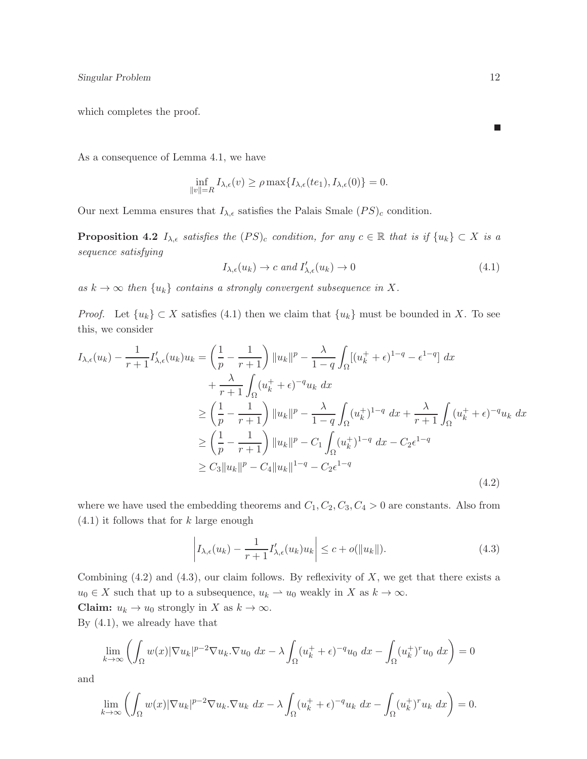which completes the proof.

∎

As a consequence of Lemma 4.1, we have

$$\inf_{\|v\|=R} I_{\lambda,\epsilon}(v) \geq \rho \max\{I_{\lambda,\epsilon}(te_1), I_{\lambda,\epsilon}(0)\} = 0.$$

Our next Lemma ensures that $I_{\lambda,\epsilon}$ satisfies the Palais Smale $(PS)_c$ condition.

**Proposition 4.2** *$I_{\lambda,\epsilon}$ satisfies the $(PS)_c$ condition, for any $c \in \mathbb{R}$ that is if $\{u_k\} \subset X$ is a sequence satisfying*

$$I_{\lambda,\epsilon}(u_k) \to c \text{ and } I'_{\lambda,\epsilon}(u_k) \to 0 \tag{4.1}$$

*as $k \to \infty$ then $\{u_k\}$ contains a strongly convergent subsequence in $X$.*

*Proof.* Let $\{u_k\} \subset X$ satisfies (4.1) then we claim that $\{u_k\}$ must be bounded in $X$. To see this, we consider

$$\begin{aligned}
I_{\lambda,\epsilon}(u_k) - \frac{1}{r+1} I'_{\lambda,\epsilon}(u_k)u_k &= \left(\frac{1}{p} - \frac{1}{r+1}\right)\|u_k\|^p - \frac{\lambda}{1-q}\int_\Omega [(u_k^+ + \epsilon)^{1-q} - \epsilon^{1-q}]\, dx \\
&\quad + \frac{\lambda}{r+1}\int_\Omega (u_k^+ + \epsilon)^{-q} u_k\, dx \\
&\geq \left(\frac{1}{p} - \frac{1}{r+1}\right)\|u_k\|^p - \frac{\lambda}{1-q}\int_\Omega (u_k^+)^{1-q}\, dx + \frac{\lambda}{r+1}\int_\Omega (u_k^+ + \epsilon)^{-q} u_k\, dx \\
&\geq \left(\frac{1}{p} - \frac{1}{r+1}\right)\|u_k\|^p - C_1 \int_\Omega (u_k^+)^{1-q}\, dx - C_2 \epsilon^{1-q} \\
&\geq C_3 \|u_k\|^p - C_4 \|u_k\|^{1-q} - C_2 \epsilon^{1-q}
\end{aligned} \tag{4.2}$$

where we have used the embedding theorems and $C_1, C_2, C_3, C_4 > 0$ are constants. Also from (4.1) it follows that for $k$ large enough

$$\left| I_{\lambda,\epsilon}(u_k) - \frac{1}{r+1} I'_{\lambda,\epsilon}(u_k)u_k \right| \leq c + o(\|u_k\|). \tag{4.3}$$

Combining (4.2) and (4.3), our claim follows. By reflexivity of $X$, we get that there exists a $u_0 \in X$ such that up to a subsequence, $u_k \rightharpoonup u_0$ weakly in $X$ as $k \to \infty$.

**Claim:** $u_k \to u_0$ strongly in $X$ as $k \to \infty$.

By (4.1), we already have that

$$\lim_{k\to\infty} \left( \int_\Omega w(x) |\nabla u_k|^{p-2} \nabla u_k . \nabla u_0\, dx - \lambda \int_\Omega (u_k^+ + \epsilon)^{-q} u_0\, dx - \int_\Omega (u_k^+)^r u_0\, dx \right) = 0$$

and

$$\lim_{k\to\infty} \left( \int_\Omega w(x) |\nabla u_k|^{p-2} \nabla u_k . \nabla u_k\, dx - \lambda \int_\Omega (u_k^+ + \epsilon)^{-q} u_k\, dx - \int_\Omega (u_k^+)^r u_k\, dx \right) = 0.$$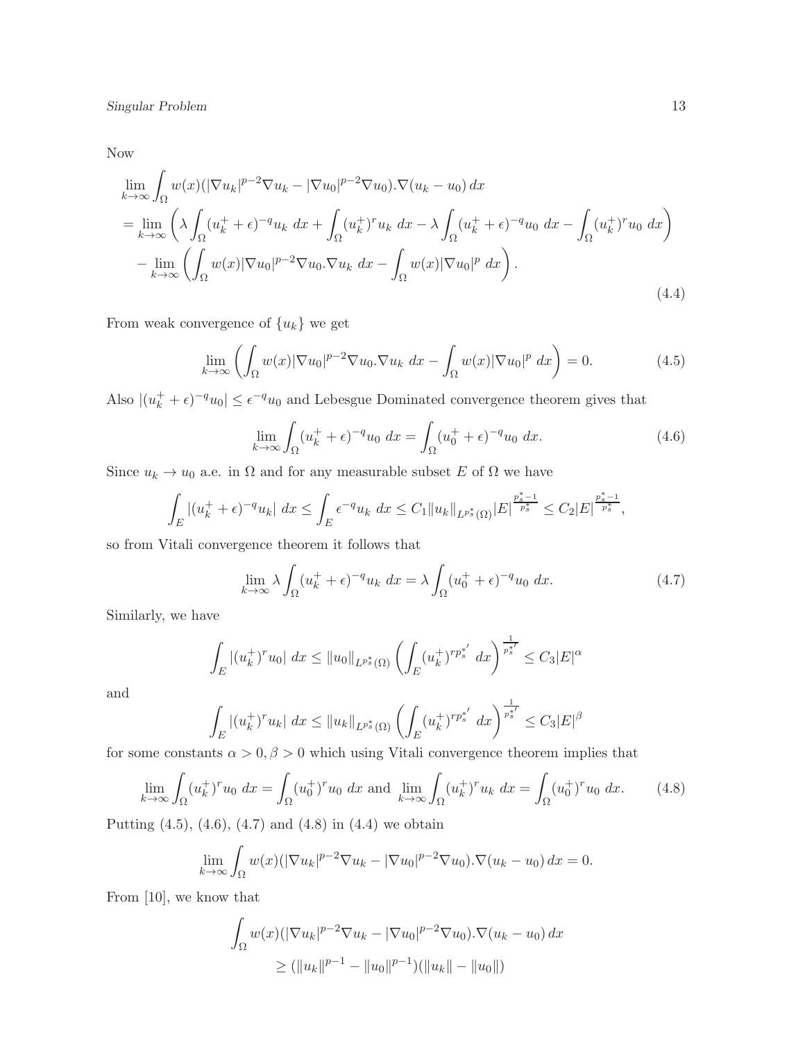Now

$$
\begin{aligned}
&\lim_{k\to\infty}\int_\Omega w(x)(|\nabla u_k|^{p-2}\nabla u_k - |\nabla u_0|^{p-2}\nabla u_0).\nabla(u_k-u_0)\,dx\\
&=\lim_{k\to\infty}\left(\lambda\int_\Omega (u_k^+ + \epsilon)^{-q}u_k\;dx + \int_\Omega (u_k^+)^r u_k\;dx - \lambda\int_\Omega (u_k^+ + \epsilon)^{-q}u_0\;dx - \int_\Omega (u_k^+)^r u_0\;dx\right)\\
&\quad - \lim_{k\to\infty}\left(\int_\Omega w(x)|\nabla u_0|^{p-2}\nabla u_0.\nabla u_k\;dx - \int_\Omega w(x)|\nabla u_0|^p\;dx\right).
\end{aligned}
\tag{4.4}
$$

From weak convergence of $\{u_k\}$ we get

$$
\lim_{k\to\infty}\left(\int_\Omega w(x)|\nabla u_0|^{p-2}\nabla u_0.\nabla u_k\;dx - \int_\Omega w(x)|\nabla u_0|^p\;dx\right) = 0. \tag{4.5}
$$

Also $|(u_k^+ + \epsilon)^{-q}u_0| \leq \epsilon^{-q}u_0$ and Lebesgue Dominated convergence theorem gives that

$$
\lim_{k\to\infty}\int_\Omega (u_k^+ + \epsilon)^{-q}u_0\;dx = \int_\Omega (u_0^+ + \epsilon)^{-q}u_0\;dx. \tag{4.6}
$$

Since $u_k \to u_0$ a.e. in $\Omega$ and for any measurable subset $E$ of $\Omega$ we have

$$
\int_E |(u_k^+ + \epsilon)^{-q}u_k|\;dx \leq \int_E \epsilon^{-q}u_k\;dx \leq C_1\|u_k\|_{L^{p_s^*}(\Omega)}|E|^{\frac{p_s^*-1}{p_s^*}} \leq C_2|E|^{\frac{p_s^*-1}{p_s^*}},
$$

so from Vitali convergence theorem it follows that

$$
\lim_{k\to\infty}\lambda\int_\Omega (u_k^+ + \epsilon)^{-q}u_k\;dx = \lambda\int_\Omega (u_0^+ + \epsilon)^{-q}u_0\;dx. \tag{4.7}
$$

Similarly, we have

$$
\int_E |(u_k^+)^r u_0|\;dx \leq \|u_0\|_{L^{p_s^*}(\Omega)}\left(\int_E (u_k^+)^{rp_s^{*'}}\;dx\right)^{\frac{1}{p_s^{*'}}} \leq C_3|E|^\alpha
$$

and

$$
\int_E |(u_k^+)^r u_k|\;dx \leq \|u_k\|_{L^{p_s^*}(\Omega)}\left(\int_E (u_k^+)^{rp_s^{*'}}\;dx\right)^{\frac{1}{p_s^{*'}}} \leq C_3|E|^\beta
$$

for some constants $\alpha > 0, \beta > 0$ which using Vitali convergence theorem implies that

$$
\lim_{k\to\infty}\int_\Omega (u_k^+)^r u_0\;dx = \int_\Omega (u_0^+)^r u_0\;dx \text{ and } \lim_{k\to\infty}\int_\Omega (u_k^+)^r u_k\;dx = \int_\Omega (u_0^+)^r u_0\;dx. \tag{4.8}
$$

Putting (4.5), (4.6), (4.7) and (4.8) in (4.4) we obtain

$$
\lim_{k\to\infty}\int_\Omega w(x)(|\nabla u_k|^{p-2}\nabla u_k - |\nabla u_0|^{p-2}\nabla u_0).\nabla(u_k-u_0)\,dx = 0.
$$

From [10], we know that

$$
\begin{aligned}
&\int_\Omega w(x)(|\nabla u_k|^{p-2}\nabla u_k - |\nabla u_0|^{p-2}\nabla u_0).\nabla(u_k-u_0)\,dx\\
&\quad\geq (\|u_k\|^{p-1} - \|u_0\|^{p-1})(\|u_k\| - \|u_0\|)
\end{aligned}
$$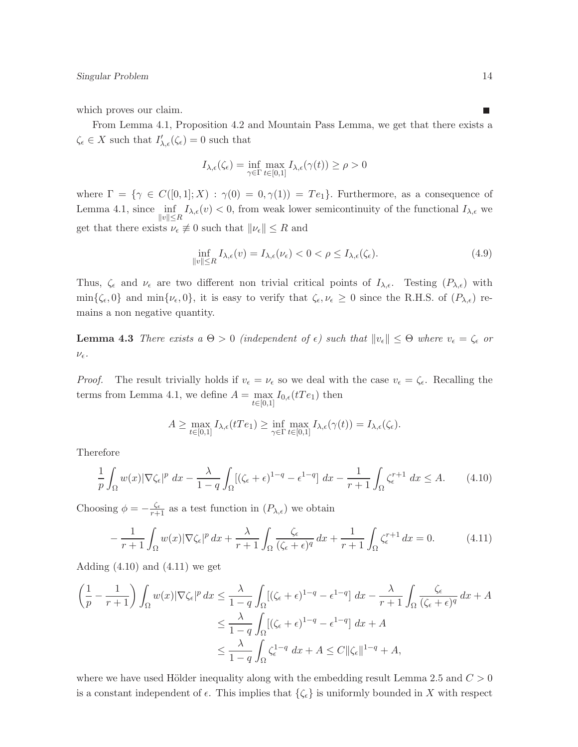which proves our claim. ∎

From Lemma 4.1, Proposition 4.2 and Mountain Pass Lemma, we get that there exists a $\zeta_\epsilon \in X$ such that $I'_{\lambda,\epsilon}(\zeta_\epsilon) = 0$ such that

$$I_{\lambda,\epsilon}(\zeta_\epsilon) = \inf_{\gamma \in \Gamma} \max_{t \in [0,1]} I_{\lambda,\epsilon}(\gamma(t)) \geq \rho > 0$$

where $\Gamma = \{\gamma \in C([0,1]; X) : \gamma(0) = 0, \gamma(1)) = Te_1\}$. Furthermore, as a consequence of Lemma 4.1, since $\inf_{\|v\| \leq R} I_{\lambda,\epsilon}(v) < 0$, from weak lower semicontinuity of the functional $I_{\lambda,\epsilon}$ we get that there exists $\nu_\epsilon \not\equiv 0$ such that $\|\nu_\epsilon\| \leq R$ and

$$\inf_{\|v\| \leq R} I_{\lambda,\epsilon}(v) = I_{\lambda,\epsilon}(\nu_\epsilon) < 0 < \rho \leq I_{\lambda,\epsilon}(\zeta_\epsilon). \tag{4.9}$$

Thus, $\zeta_\epsilon$ and $\nu_\epsilon$ are two different non trivial critical points of $I_{\lambda,\epsilon}$. Testing $(P_{\lambda,\epsilon})$ with $\min\{\zeta_\epsilon, 0\}$ and $\min\{\nu_\epsilon, 0\}$, it is easy to verify that $\zeta_\epsilon, \nu_\epsilon \geq 0$ since the R.H.S. of $(P_{\lambda,\epsilon})$ remains a non negative quantity.

**Lemma 4.3** *There exists a $\Theta > 0$ (independent of $\epsilon$) such that $\|v_\epsilon\| \leq \Theta$ where $v_\epsilon = \zeta_\epsilon$ or $\nu_\epsilon$.*

*Proof.* The result trivially holds if $v_\epsilon = \nu_\epsilon$ so we deal with the case $v_\epsilon = \zeta_\epsilon$. Recalling the terms from Lemma 4.1, we define $A = \max_{t \in [0,1]} I_{0,\epsilon}(tTe_1)$ then

$$A \geq \max_{t \in [0,1]} I_{\lambda,\epsilon}(tTe_1) \geq \inf_{\gamma \in \Gamma} \max_{t \in [0,1]} I_{\lambda,\epsilon}(\gamma(t)) = I_{\lambda,\epsilon}(\zeta_\epsilon).$$

Therefore

$$\frac{1}{p} \int_\Omega w(x) |\nabla \zeta_\epsilon|^p \, dx - \frac{\lambda}{1-q} \int_\Omega [(\zeta_\epsilon + \epsilon)^{1-q} - \epsilon^{1-q}] \, dx - \frac{1}{r+1} \int_\Omega \zeta_\epsilon^{r+1} \, dx \leq A. \tag{4.10}$$

Choosing $\phi = -\frac{\zeta_\epsilon}{r+1}$ as a test function in $(P_{\lambda,\epsilon})$ we obtain

$$-\frac{1}{r+1} \int_\Omega w(x) |\nabla \zeta_\epsilon|^p \, dx + \frac{\lambda}{r+1} \int_\Omega \frac{\zeta_\epsilon}{(\zeta_\epsilon + \epsilon)^q} \, dx + \frac{1}{r+1} \int_\Omega \zeta_\epsilon^{r+1} \, dx = 0. \tag{4.11}$$

Adding (4.10) and (4.11) we get

$$\begin{aligned}
\left(\frac{1}{p} - \frac{1}{r+1}\right) \int_\Omega w(x) |\nabla \zeta_\epsilon|^p \, dx &\leq \frac{\lambda}{1-q} \int_\Omega [(\zeta_\epsilon + \epsilon)^{1-q} - \epsilon^{1-q}] \, dx - \frac{\lambda}{r+1} \int_\Omega \frac{\zeta_\epsilon}{(\zeta_\epsilon + \epsilon)^q} \, dx + A \\
&\leq \frac{\lambda}{1-q} \int_\Omega [(\zeta_\epsilon + \epsilon)^{1-q} - \epsilon^{1-q}] \, dx + A \\
&\leq \frac{\lambda}{1-q} \int_\Omega \zeta_\epsilon^{1-q} \, dx + A \leq C \|\zeta_\epsilon\|^{1-q} + A,
\end{aligned}$$

where we have used Hölder inequality along with the embedding result Lemma 2.5 and $C > 0$ is a constant independent of $\epsilon$. This implies that $\{\zeta_\epsilon\}$ is uniformly bounded in $X$ with respect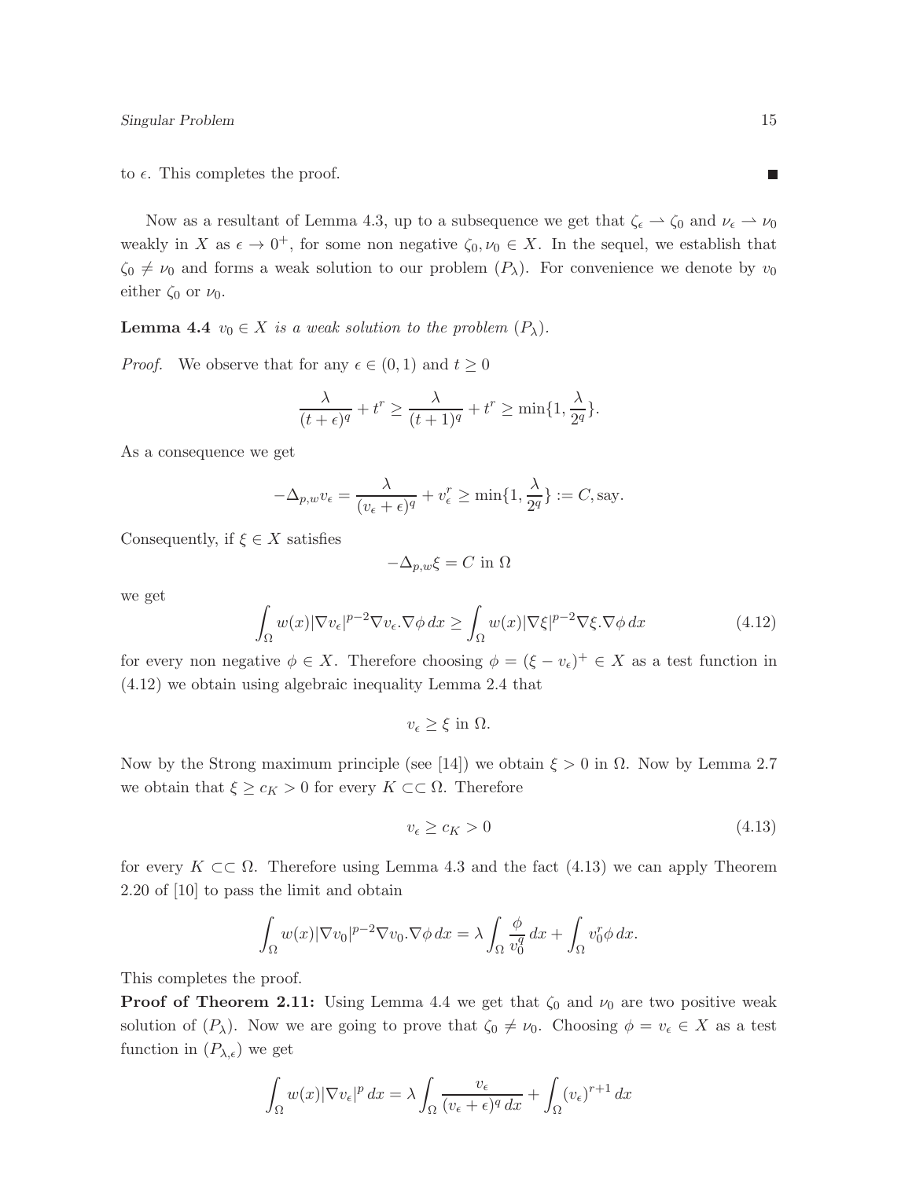to $\epsilon$. This completes the proof. ■

Now as a resultant of Lemma 4.3, up to a subsequence we get that $\zeta_\epsilon \rightharpoonup \zeta_0$ and $\nu_\epsilon \rightharpoonup \nu_0$ weakly in $X$ as $\epsilon \to 0^+$, for some non negative $\zeta_0, \nu_0 \in X$. In the sequel, we establish that $\zeta_0 \neq \nu_0$ and forms a weak solution to our problem $(P_\lambda)$. For convenience we denote by $v_0$ either $\zeta_0$ or $\nu_0$.

**Lemma 4.4** *$v_0 \in X$ is a weak solution to the problem $(P_\lambda)$.*

*Proof.* We observe that for any $\epsilon \in (0,1)$ and $t \geq 0$

$$\frac{\lambda}{(t+\epsilon)^q} + t^r \geq \frac{\lambda}{(t+1)^q} + t^r \geq \min\{1, \frac{\lambda}{2^q}\}.$$

As a consequence we get

$$-\Delta_{p,w} v_\epsilon = \frac{\lambda}{(v_\epsilon+\epsilon)^q} + v_\epsilon^r \geq \min\{1, \frac{\lambda}{2^q}\} := C, \text{say}.$$

Consequently, if $\xi \in X$ satisfies

$$-\Delta_{p,w} \xi = C \text{ in } \Omega$$

we get

$$\int_\Omega w(x) |\nabla v_\epsilon|^{p-2} \nabla v_\epsilon . \nabla \phi \, dx \geq \int_\Omega w(x) |\nabla \xi|^{p-2} \nabla \xi . \nabla \phi \, dx \tag{4.12}$$

for every non negative $\phi \in X$. Therefore choosing $\phi = (\xi - v_\epsilon)^+ \in X$ as a test function in (4.12) we obtain using algebraic inequality Lemma 2.4 that

$$v_\epsilon \geq \xi \text{ in } \Omega.$$

Now by the Strong maximum principle (see [14]) we obtain $\xi > 0$ in $\Omega$. Now by Lemma 2.7 we obtain that $\xi \geq c_K > 0$ for every $K \subset\subset \Omega$. Therefore

$$v_\epsilon \geq c_K > 0 \tag{4.13}$$

for every $K \subset\subset \Omega$. Therefore using Lemma 4.3 and the fact (4.13) we can apply Theorem 2.20 of [10] to pass the limit and obtain

$$\int_\Omega w(x) |\nabla v_0|^{p-2} \nabla v_0 . \nabla \phi \, dx = \lambda \int_\Omega \frac{\phi}{v_0^q} \, dx + \int_\Omega v_0^r \phi \, dx.$$

This completes the proof.

**Proof of Theorem 2.11:** Using Lemma 4.4 we get that $\zeta_0$ and $\nu_0$ are two positive weak solution of $(P_\lambda)$. Now we are going to prove that $\zeta_0 \neq \nu_0$. Choosing $\phi = v_\epsilon \in X$ as a test function in $(P_{\lambda,\epsilon})$ we get

$$\int_\Omega w(x) |\nabla v_\epsilon|^p \, dx = \lambda \int_\Omega \frac{v_\epsilon}{(v_\epsilon+\epsilon)^q \, dx} + \int_\Omega (v_\epsilon)^{r+1} \, dx$$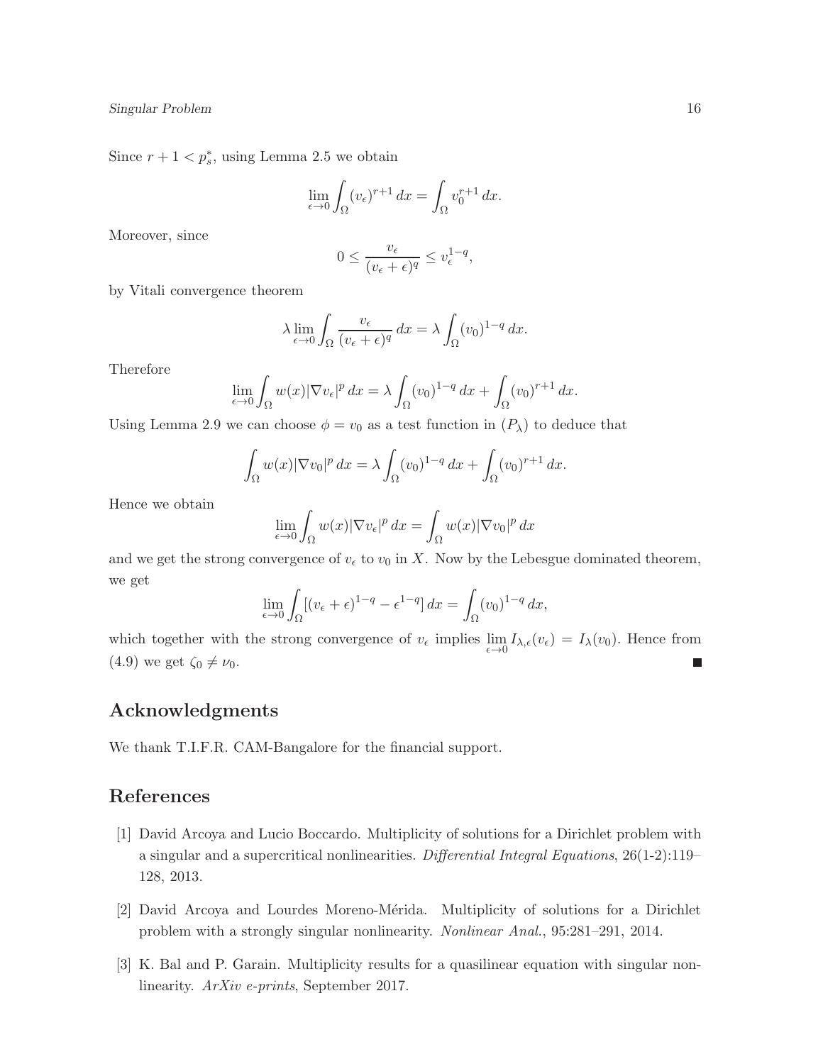Since $r+1 < p_s^*$, using Lemma 2.5 we obtain

$$\lim_{\epsilon \to 0} \int_\Omega (v_\epsilon)^{r+1}\, dx = \int_\Omega v_0^{r+1}\, dx.$$

Moreover, since

$$0 \leq \frac{v_\epsilon}{(v_\epsilon + \epsilon)^q} \leq v_\epsilon^{1-q},$$

by Vitali convergence theorem

$$\lambda \lim_{\epsilon \to 0} \int_\Omega \frac{v_\epsilon}{(v_\epsilon + \epsilon)^q}\, dx = \lambda \int_\Omega (v_0)^{1-q}\, dx.$$

Therefore

$$\lim_{\epsilon \to 0} \int_\Omega w(x) |\nabla v_\epsilon|^p\, dx = \lambda \int_\Omega (v_0)^{1-q}\, dx + \int_\Omega (v_0)^{r+1}\, dx.$$

Using Lemma 2.9 we can choose $\phi = v_0$ as a test function in $(P_\lambda)$ to deduce that

$$\int_\Omega w(x) |\nabla v_0|^p\, dx = \lambda \int_\Omega (v_0)^{1-q}\, dx + \int_\Omega (v_0)^{r+1}\, dx.$$

Hence we obtain

$$\lim_{\epsilon \to 0} \int_\Omega w(x) |\nabla v_\epsilon|^p\, dx = \int_\Omega w(x) |\nabla v_0|^p\, dx$$

and we get the strong convergence of $v_\epsilon$ to $v_0$ in $X$. Now by the Lebesgue dominated theorem, we get

$$\lim_{\epsilon \to 0} \int_\Omega [(v_\epsilon + \epsilon)^{1-q} - \epsilon^{1-q}]\, dx = \int_\Omega (v_0)^{1-q}\, dx,$$

which together with the strong convergence of $v_\epsilon$ implies $\lim_{\epsilon \to 0} I_{\lambda,\epsilon}(v_\epsilon) = I_\lambda(v_0)$. Hence from (4.9) we get $\zeta_0 \neq \nu_0$. ■

## Acknowledgments

We thank T.I.F.R. CAM-Bangalore for the financial support.

## References

[1] David Arcoya and Lucio Boccardo. Multiplicity of solutions for a Dirichlet problem with a singular and a supercritical nonlinearities. *Differential Integral Equations*, 26(1-2):119–128, 2013.

[2] David Arcoya and Lourdes Moreno-Mérida. Multiplicity of solutions for a Dirichlet problem with a strongly singular nonlinearity. *Nonlinear Anal.*, 95:281–291, 2014.

[3] K. Bal and P. Garain. Multiplicity results for a quasilinear equation with singular nonlinearity. *ArXiv e-prints*, September 2017.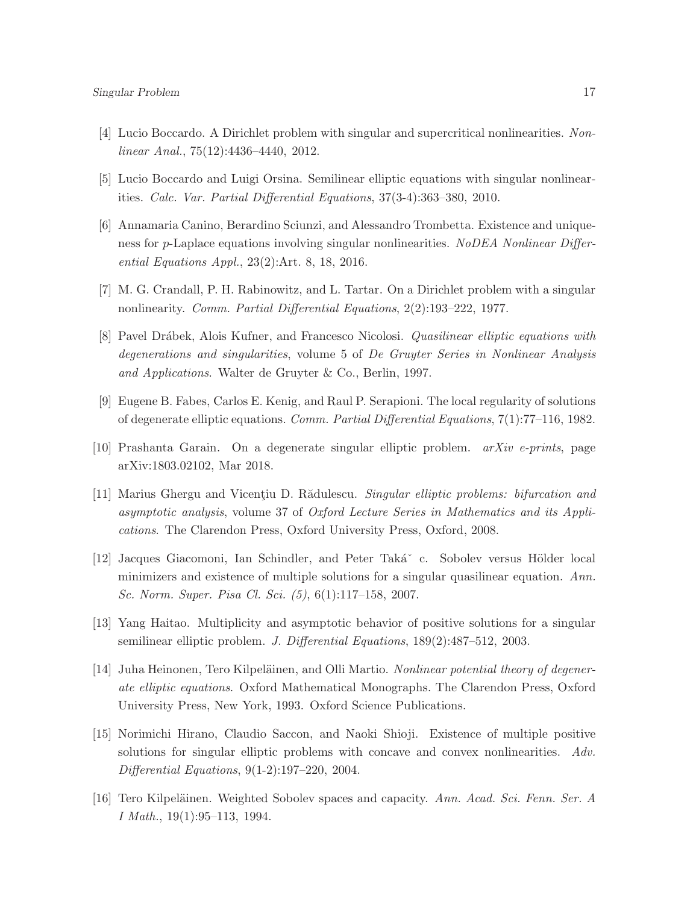[4] Lucio Boccardo. A Dirichlet problem with singular and supercritical nonlinearities. *Nonlinear Anal.*, 75(12):4436–4440, 2012.

[5] Lucio Boccardo and Luigi Orsina. Semilinear elliptic equations with singular nonlinearities. *Calc. Var. Partial Differential Equations*, 37(3-4):363–380, 2010.

[6] Annamaria Canino, Berardino Sciunzi, and Alessandro Trombetta. Existence and uniqueness for $p$-Laplace equations involving singular nonlinearities. *NoDEA Nonlinear Differential Equations Appl.*, 23(2):Art. 8, 18, 2016.

[7] M. G. Crandall, P. H. Rabinowitz, and L. Tartar. On a Dirichlet problem with a singular nonlinearity. *Comm. Partial Differential Equations*, 2(2):193–222, 1977.

[8] Pavel Drábek, Alois Kufner, and Francesco Nicolosi. *Quasilinear elliptic equations with degenerations and singularities*, volume 5 of *De Gruyter Series in Nonlinear Analysis and Applications*. Walter de Gruyter & Co., Berlin, 1997.

[9] Eugene B. Fabes, Carlos E. Kenig, and Raul P. Serapioni. The local regularity of solutions of degenerate elliptic equations. *Comm. Partial Differential Equations*, 7(1):77–116, 1982.

[10] Prashanta Garain. On a degenerate singular elliptic problem. *arXiv e-prints*, page arXiv:1803.02102, Mar 2018.

[11] Marius Ghergu and Vicenţiu D. Rădulescu. *Singular elliptic problems: bifurcation and asymptotic analysis*, volume 37 of *Oxford Lecture Series in Mathematics and its Applications*. The Clarendon Press, Oxford University Press, Oxford, 2008.

[12] Jacques Giacomoni, Ian Schindler, and Peter Taká ̌ c. Sobolev versus Hölder local minimizers and existence of multiple solutions for a singular quasilinear equation. *Ann. Sc. Norm. Super. Pisa Cl. Sci. (5)*, 6(1):117–158, 2007.

[13] Yang Haitao. Multiplicity and asymptotic behavior of positive solutions for a singular semilinear elliptic problem. *J. Differential Equations*, 189(2):487–512, 2003.

[14] Juha Heinonen, Tero Kilpeläinen, and Olli Martio. *Nonlinear potential theory of degenerate elliptic equations*. Oxford Mathematical Monographs. The Clarendon Press, Oxford University Press, New York, 1993. Oxford Science Publications.

[15] Norimichi Hirano, Claudio Saccon, and Naoki Shioji. Existence of multiple positive solutions for singular elliptic problems with concave and convex nonlinearities. *Adv. Differential Equations*, 9(1-2):197–220, 2004.

[16] Tero Kilpeläinen. Weighted Sobolev spaces and capacity. *Ann. Acad. Sci. Fenn. Ser. A I Math.*, 19(1):95–113, 1994.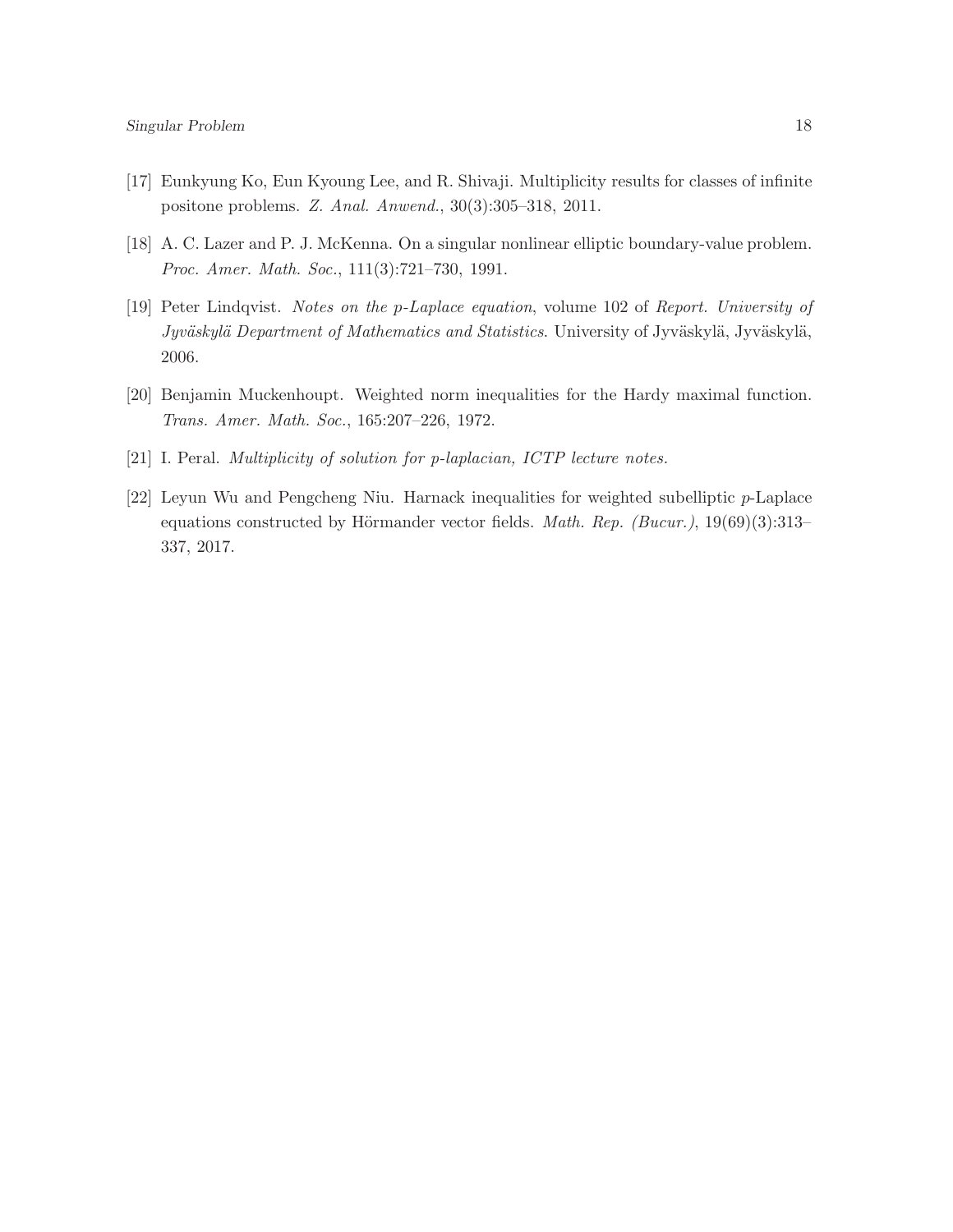[17] Eunkyung Ko, Eun Kyoung Lee, and R. Shivaji. Multiplicity results for classes of infinite positone problems. *Z. Anal. Anwend.*, 30(3):305–318, 2011.

[18] A. C. Lazer and P. J. McKenna. On a singular nonlinear elliptic boundary-value problem. *Proc. Amer. Math. Soc.*, 111(3):721–730, 1991.

[19] Peter Lindqvist. *Notes on the p-Laplace equation*, volume 102 of *Report. University of Jyväskylä Department of Mathematics and Statistics*. University of Jyväskylä, Jyväskylä, 2006.

[20] Benjamin Muckenhoupt. Weighted norm inequalities for the Hardy maximal function. *Trans. Amer. Math. Soc.*, 165:207–226, 1972.

[21] I. Peral. *Multiplicity of solution for p-laplacian, ICTP lecture notes.*

[22] Leyun Wu and Pengcheng Niu. Harnack inequalities for weighted subelliptic $p$-Laplace equations constructed by Hörmander vector fields. *Math. Rep. (Bucur.)*, 19(69)(3):313–337, 2017.